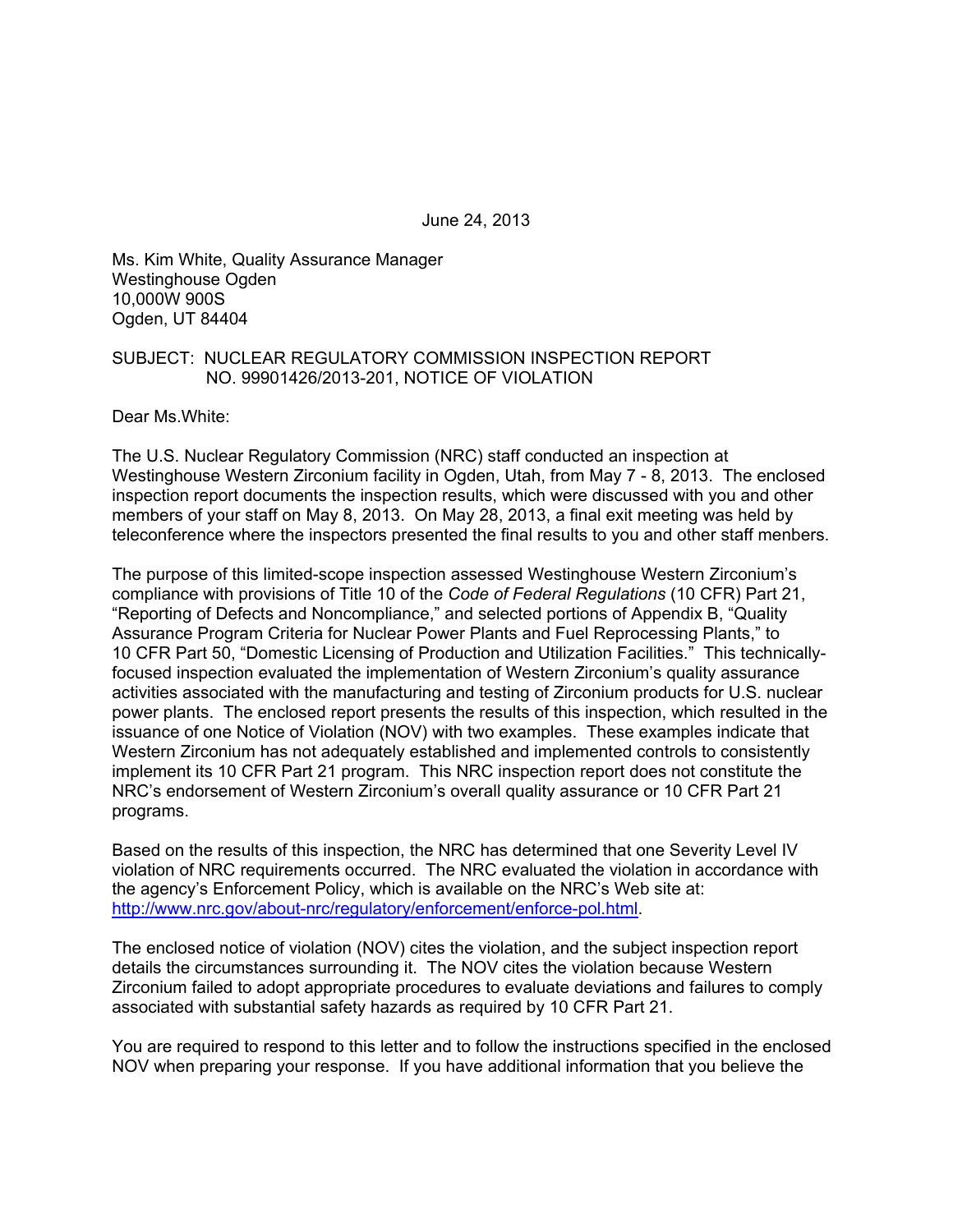June 24, 2013

Ms. Kim White, Quality Assurance Manager
Westinghouse Ogden
10,000W 900S
Ogden, UT 84404

SUBJECT: NUCLEAR REGULATORY COMMISSION INSPECTION REPORT NO. 99901426/2013-201, NOTICE OF VIOLATION

Dear Ms.White:

The U.S. Nuclear Regulatory Commission (NRC) staff conducted an inspection at Westinghouse Western Zirconium facility in Ogden, Utah, from May 7 - 8, 2013. The enclosed inspection report documents the inspection results, which were discussed with you and other members of your staff on May 8, 2013. On May 28, 2013, a final exit meeting was held by teleconference where the inspectors presented the final results to you and other staff members.

The purpose of this limited-scope inspection assessed Westinghouse Western Zirconium's compliance with provisions of Title 10 of the *Code of Federal Regulations* (10 CFR) Part 21, "Reporting of Defects and Noncompliance," and selected portions of Appendix B, "Quality Assurance Program Criteria for Nuclear Power Plants and Fuel Reprocessing Plants," to 10 CFR Part 50, "Domestic Licensing of Production and Utilization Facilities." This technically-focused inspection evaluated the implementation of Western Zirconium's quality assurance activities associated with the manufacturing and testing of Zirconium products for U.S. nuclear power plants. The enclosed report presents the results of this inspection, which resulted in the issuance of one Notice of Violation (NOV) with two examples. These examples indicate that Western Zirconium has not adequately established and implemented controls to consistently implement its 10 CFR Part 21 program. This NRC inspection report does not constitute the NRC's endorsement of Western Zirconium's overall quality assurance or 10 CFR Part 21 programs.

Based on the results of this inspection, the NRC has determined that one Severity Level IV violation of NRC requirements occurred. The NRC evaluated the violation in accordance with the agency's Enforcement Policy, which is available on the NRC's Web site at: http://www.nrc.gov/about-nrc/regulatory/enforcement/enforce-pol.html.

The enclosed notice of violation (NOV) cites the violation, and the subject inspection report details the circumstances surrounding it. The NOV cites the violation because Western Zirconium failed to adopt appropriate procedures to evaluate deviations and failures to comply associated with substantial safety hazards as required by 10 CFR Part 21.

You are required to respond to this letter and to follow the instructions specified in the enclosed NOV when preparing your response. If you have additional information that you believe the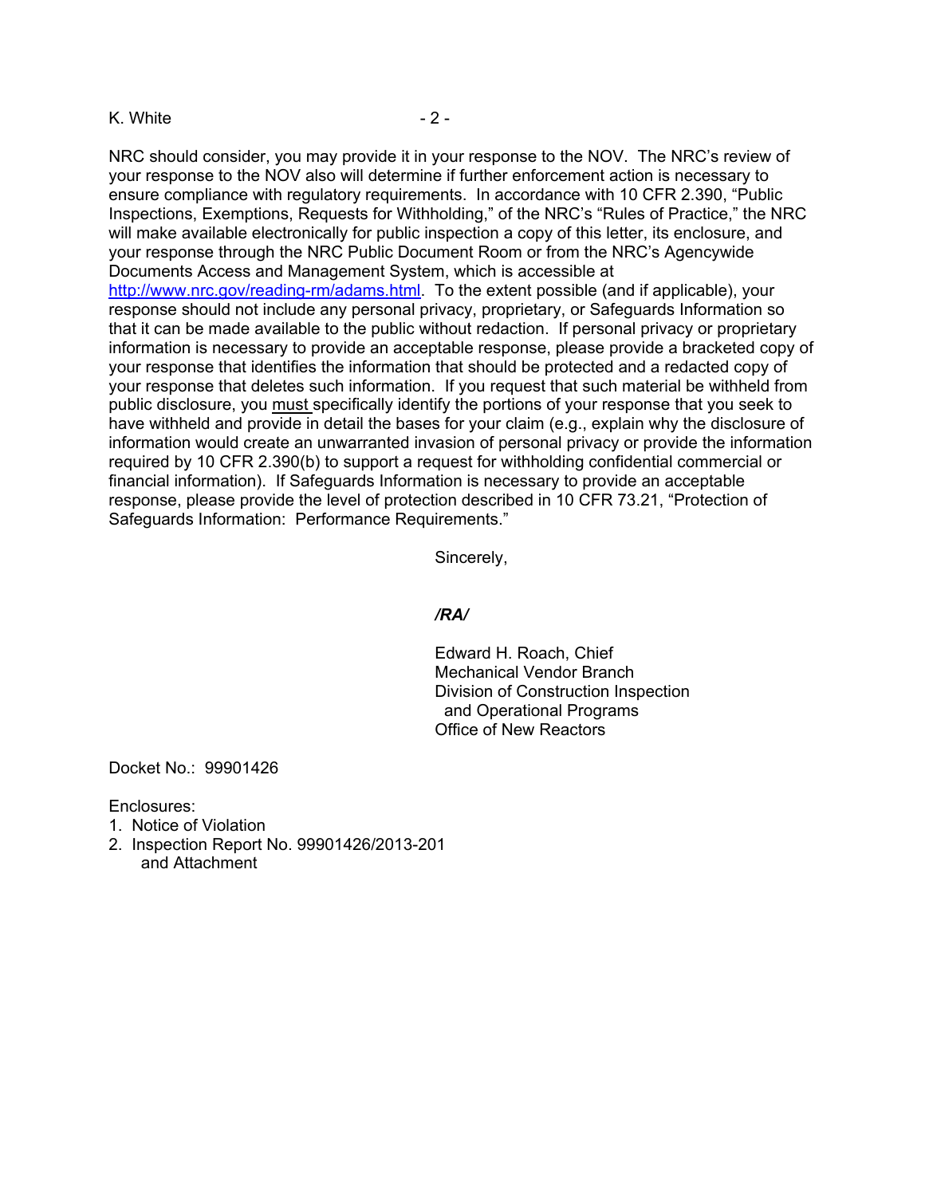NRC should consider, you may provide it in your response to the NOV. The NRC's review of your response to the NOV also will determine if further enforcement action is necessary to ensure compliance with regulatory requirements. In accordance with 10 CFR 2.390, "Public Inspections, Exemptions, Requests for Withholding," of the NRC's "Rules of Practice," the NRC will make available electronically for public inspection a copy of this letter, its enclosure, and your response through the NRC Public Document Room or from the NRC's Agencywide Documents Access and Management System, which is accessible at http://www.nrc.gov/reading-rm/adams.html. To the extent possible (and if applicable), your response should not include any personal privacy, proprietary, or Safeguards Information so that it can be made available to the public without redaction. If personal privacy or proprietary information is necessary to provide an acceptable response, please provide a bracketed copy of your response that identifies the information that should be protected and a redacted copy of your response that deletes such information. If you request that such material be withheld from public disclosure, you must specifically identify the portions of your response that you seek to have withheld and provide in detail the bases for your claim (e.g., explain why the disclosure of information would create an unwarranted invasion of personal privacy or provide the information required by 10 CFR 2.390(b) to support a request for withholding confidential commercial or financial information). If Safeguards Information is necessary to provide an acceptable response, please provide the level of protection described in 10 CFR 73.21, "Protection of Safeguards Information: Performance Requirements."

Sincerely,

*/RA/*

Edward H. Roach, Chief
Mechanical Vendor Branch
Division of Construction Inspection
and Operational Programs
Office of New Reactors

Docket No.: 99901426

Enclosures:
1. Notice of Violation
2. Inspection Report No. 99901426/2013-201
   and Attachment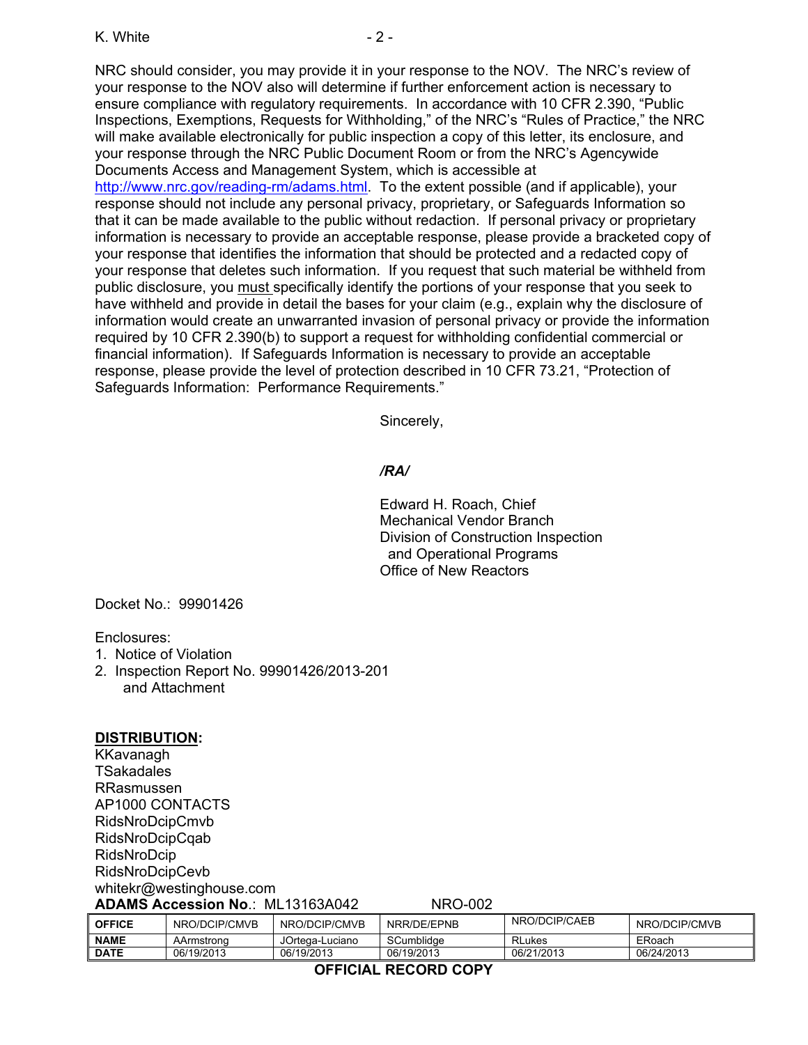NRC should consider, you may provide it in your response to the NOV. The NRC's review of your response to the NOV also will determine if further enforcement action is necessary to ensure compliance with regulatory requirements. In accordance with 10 CFR 2.390, "Public Inspections, Exemptions, Requests for Withholding," of the NRC's "Rules of Practice," the NRC will make available electronically for public inspection a copy of this letter, its enclosure, and your response through the NRC Public Document Room or from the NRC's Agencywide Documents Access and Management System, which is accessible at http://www.nrc.gov/reading-rm/adams.html. To the extent possible (and if applicable), your response should not include any personal privacy, proprietary, or Safeguards Information so that it can be made available to the public without redaction. If personal privacy or proprietary information is necessary to provide an acceptable response, please provide a bracketed copy of your response that identifies the information that should be protected and a redacted copy of your response that deletes such information. If you request that such material be withheld from public disclosure, you must specifically identify the portions of your response that you seek to have withheld and provide in detail the bases for your claim (e.g., explain why the disclosure of information would create an unwarranted invasion of personal privacy or provide the information required by 10 CFR 2.390(b) to support a request for withholding confidential commercial or financial information). If Safeguards Information is necessary to provide an acceptable response, please provide the level of protection described in 10 CFR 73.21, "Protection of Safeguards Information: Performance Requirements."

Sincerely,

*/RA/*

Edward H. Roach, Chief
Mechanical Vendor Branch
Division of Construction Inspection
and Operational Programs
Office of New Reactors

Docket No.: 99901426

Enclosures:
1. Notice of Violation
2. Inspection Report No. 99901426/2013-201 and Attachment

**DISTRIBUTION:**
KKavanagh
TSakadales
RRasmussen
AP1000 CONTACTS
RidsNroDcipCmvb
RidsNroDcipCqab
RidsNroDcip
RidsNroDcipCevb
whitekr@westinghouse.com

**ADAMS Accession No**.: ML13163A042 NRO-002

| **OFFICE** | NRO/DCIP/CMVB | NRO/DCIP/CMVB | NRR/DE/EPNB | NRO/DCIP/CAEB | NRO/DCIP/CMVB |
|---|---|---|---|---|---|
| **NAME** | AArmstrong | JOrtega-Luciano | SCumblidge | RLukes | ERoach |
| **DATE** | 06/19/2013 | 06/19/2013 | 06/19/2013 | 06/21/2013 | 06/24/2013 |

**OFFICIAL RECORD COPY**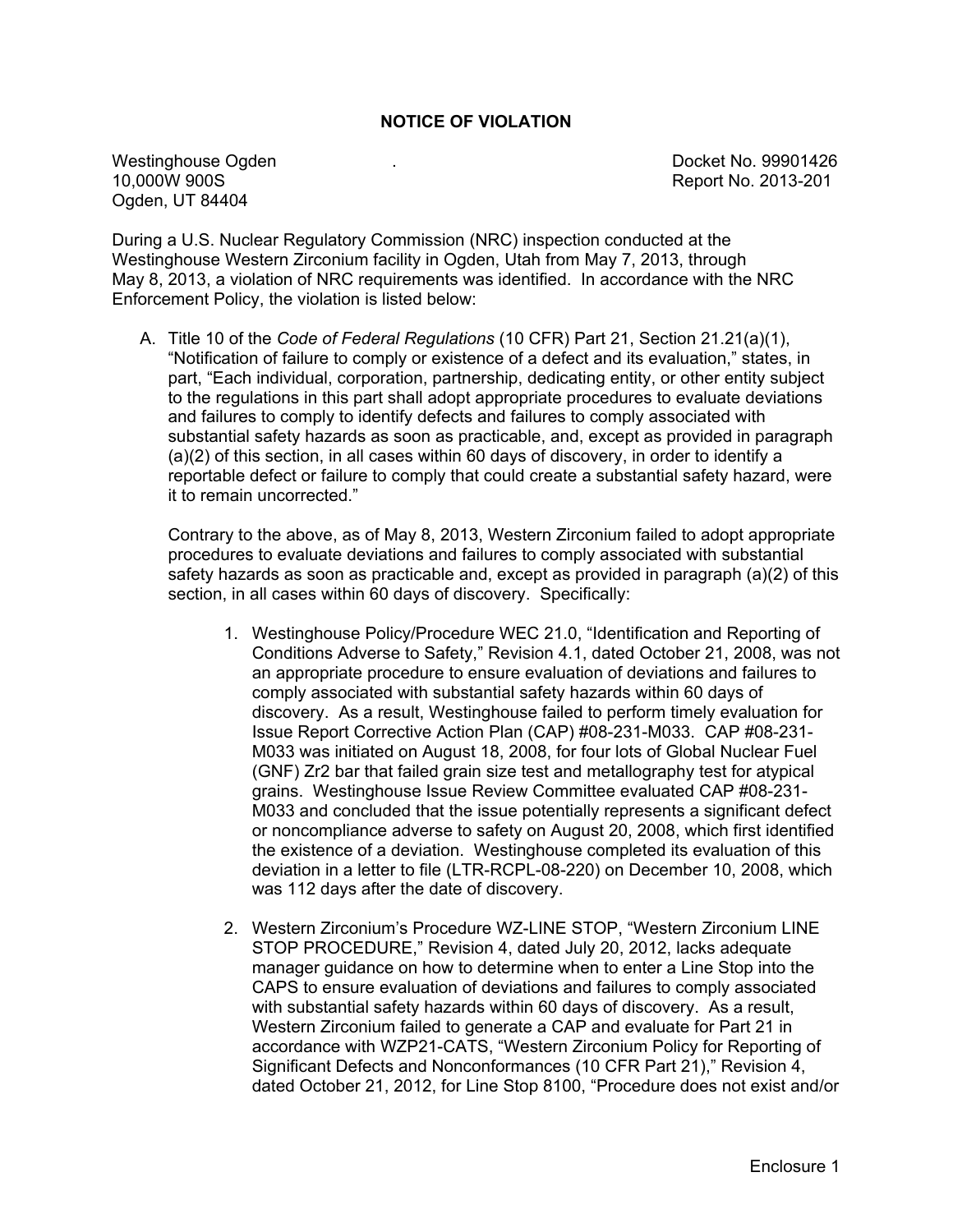## NOTICE OF VIOLATION

Westinghouse Ogden . Docket No. 99901426
10,000W 900S Report No. 2013-201
Ogden, UT 84404

During a U.S. Nuclear Regulatory Commission (NRC) inspection conducted at the Westinghouse Western Zirconium facility in Ogden, Utah from May 7, 2013, through May 8, 2013, a violation of NRC requirements was identified. In accordance with the NRC Enforcement Policy, the violation is listed below:

A. Title 10 of the *Code of Federal Regulations* (10 CFR) Part 21, Section 21.21(a)(1), "Notification of failure to comply or existence of a defect and its evaluation," states, in part, "Each individual, corporation, partnership, dedicating entity, or other entity subject to the regulations in this part shall adopt appropriate procedures to evaluate deviations and failures to comply to identify defects and failures to comply associated with substantial safety hazards as soon as practicable, and, except as provided in paragraph (a)(2) of this section, in all cases within 60 days of discovery, in order to identify a reportable defect or failure to comply that could create a substantial safety hazard, were it to remain uncorrected."

   Contrary to the above, as of May 8, 2013, Western Zirconium failed to adopt appropriate procedures to evaluate deviations and failures to comply associated with substantial safety hazards as soon as practicable and, except as provided in paragraph (a)(2) of this section, in all cases within 60 days of discovery. Specifically:

   1. Westinghouse Policy/Procedure WEC 21.0, "Identification and Reporting of Conditions Adverse to Safety," Revision 4.1, dated October 21, 2008, was not an appropriate procedure to ensure evaluation of deviations and failures to comply associated with substantial safety hazards within 60 days of discovery. As a result, Westinghouse failed to perform timely evaluation for Issue Report Corrective Action Plan (CAP) #08-231-M033. CAP #08-231-M033 was initiated on August 18, 2008, for four lots of Global Nuclear Fuel (GNF) Zr2 bar that failed grain size test and metallography test for atypical grains. Westinghouse Issue Review Committee evaluated CAP #08-231-M033 and concluded that the issue potentially represents a significant defect or noncompliance adverse to safety on August 20, 2008, which first identified the existence of a deviation. Westinghouse completed its evaluation of this deviation in a letter to file (LTR-RCPL-08-220) on December 10, 2008, which was 112 days after the date of discovery.

   2. Western Zirconium's Procedure WZ-LINE STOP, "Western Zirconium LINE STOP PROCEDURE," Revision 4, dated July 20, 2012, lacks adequate manager guidance on how to determine when to enter a Line Stop into the CAPS to ensure evaluation of deviations and failures to comply associated with substantial safety hazards within 60 days of discovery. As a result, Western Zirconium failed to generate a CAP and evaluate for Part 21 in accordance with WZP21-CATS, "Western Zirconium Policy for Reporting of Significant Defects and Nonconformances (10 CFR Part 21)," Revision 4, dated October 21, 2012, for Line Stop 8100, "Procedure does not exist and/or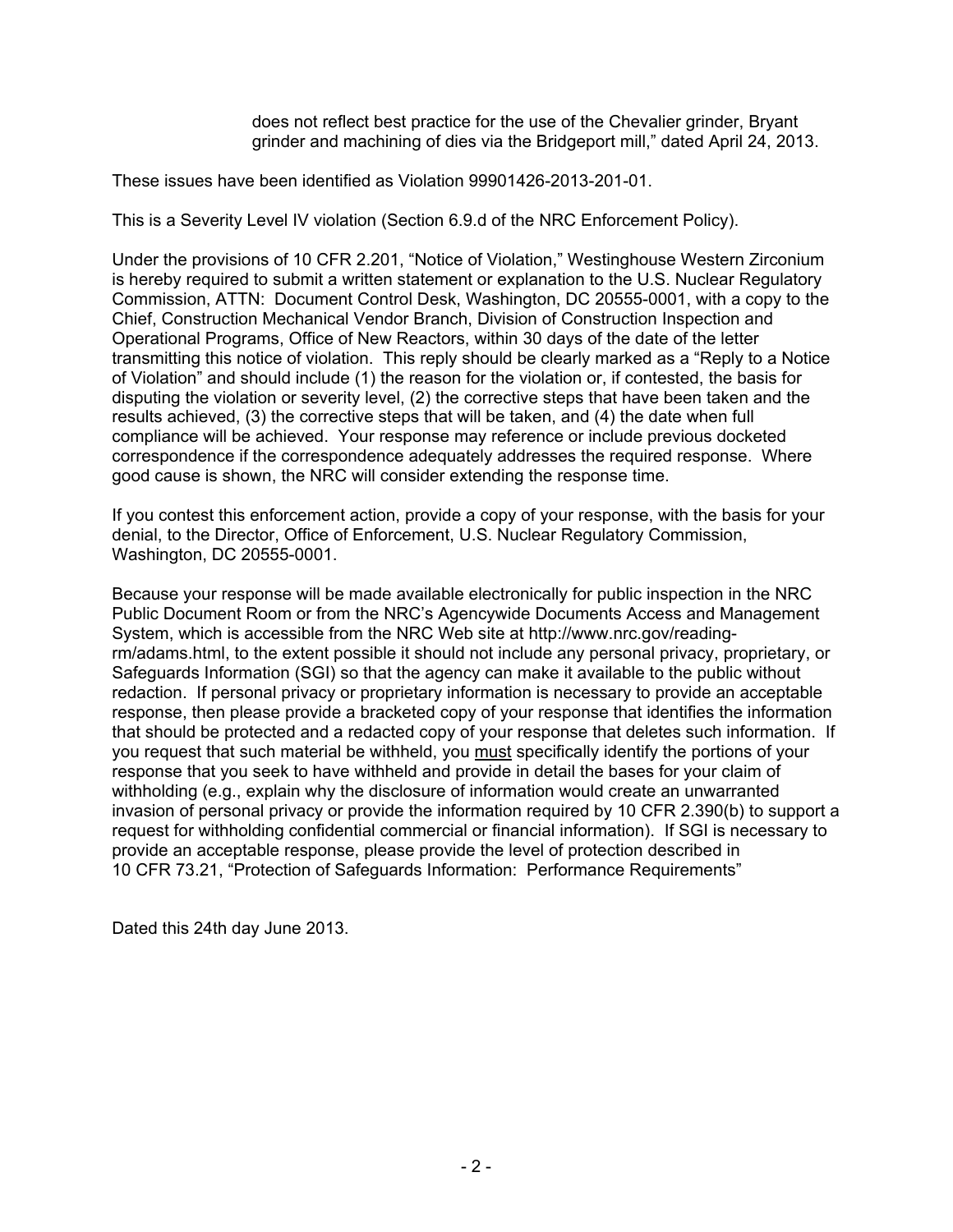does not reflect best practice for the use of the Chevalier grinder, Bryant grinder and machining of dies via the Bridgeport mill," dated April 24, 2013.

These issues have been identified as Violation 99901426-2013-201-01.

This is a Severity Level IV violation (Section 6.9.d of the NRC Enforcement Policy).

Under the provisions of 10 CFR 2.201, "Notice of Violation," Westinghouse Western Zirconium is hereby required to submit a written statement or explanation to the U.S. Nuclear Regulatory Commission, ATTN: Document Control Desk, Washington, DC 20555-0001, with a copy to the Chief, Construction Mechanical Vendor Branch, Division of Construction Inspection and Operational Programs, Office of New Reactors, within 30 days of the date of the letter transmitting this notice of violation. This reply should be clearly marked as a "Reply to a Notice of Violation" and should include (1) the reason for the violation or, if contested, the basis for disputing the violation or severity level, (2) the corrective steps that have been taken and the results achieved, (3) the corrective steps that will be taken, and (4) the date when full compliance will be achieved. Your response may reference or include previous docketed correspondence if the correspondence adequately addresses the required response. Where good cause is shown, the NRC will consider extending the response time.

If you contest this enforcement action, provide a copy of your response, with the basis for your denial, to the Director, Office of Enforcement, U.S. Nuclear Regulatory Commission, Washington, DC 20555-0001.

Because your response will be made available electronically for public inspection in the NRC Public Document Room or from the NRC's Agencywide Documents Access and Management System, which is accessible from the NRC Web site at http://www.nrc.gov/reading-rm/adams.html, to the extent possible it should not include any personal privacy, proprietary, or Safeguards Information (SGI) so that the agency can make it available to the public without redaction. If personal privacy or proprietary information is necessary to provide an acceptable response, then please provide a bracketed copy of your response that identifies the information that should be protected and a redacted copy of your response that deletes such information. If you request that such material be withheld, you must specifically identify the portions of your response that you seek to have withheld and provide in detail the bases for your claim of withholding (e.g., explain why the disclosure of information would create an unwarranted invasion of personal privacy or provide the information required by 10 CFR 2.390(b) to support a request for withholding confidential commercial or financial information). If SGI is necessary to provide an acceptable response, please provide the level of protection described in 10 CFR 73.21, "Protection of Safeguards Information: Performance Requirements"

Dated this 24th day June 2013.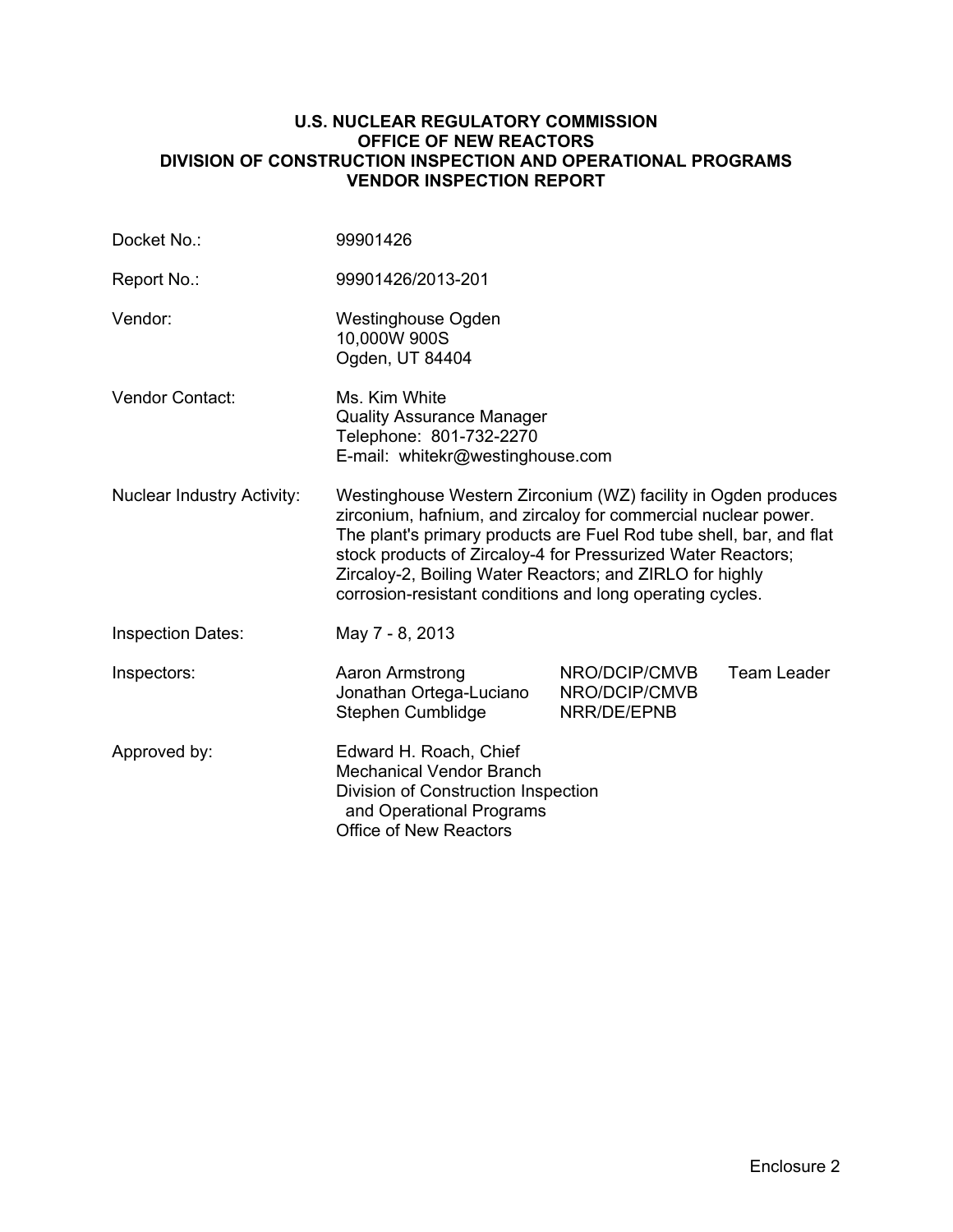**U.S. NUCLEAR REGULATORY COMMISSION**
**OFFICE OF NEW REACTORS**
**DIVISION OF CONSTRUCTION INSPECTION AND OPERATIONAL PROGRAMS**
**VENDOR INSPECTION REPORT**

| | | | |
|---|---|---|---|
| Docket No.: | 99901426 | | |
| Report No.: | 99901426/2013-201 | | |
| Vendor: | Westinghouse Ogden<br>10,000W 900S<br>Ogden, UT 84404 | | |
| Vendor Contact: | Ms. Kim White<br>Quality Assurance Manager<br>Telephone: 801-732-2270<br>E-mail: whitekr@westinghouse.com | | |
| Nuclear Industry Activity: | Westinghouse Western Zirconium (WZ) facility in Ogden produces zirconium, hafnium, and zircaloy for commercial nuclear power. The plant's primary products are Fuel Rod tube shell, bar, and flat stock products of Zircaloy-4 for Pressurized Water Reactors; Zircaloy-2, Boiling Water Reactors; and ZIRLO for highly corrosion-resistant conditions and long operating cycles. | | |
| Inspection Dates: | May 7 - 8, 2013 | | |
| Inspectors: | Aaron Armstrong | NRO/DCIP/CMVB | Team Leader |
| | Jonathan Ortega-Luciano | NRO/DCIP/CMVB | |
| | Stephen Cumblidge | NRR/DE/EPNB | |
| Approved by: | Edward H. Roach, Chief<br>Mechanical Vendor Branch<br>Division of Construction Inspection and Operational Programs<br>Office of New Reactors | | |

Enclosure 2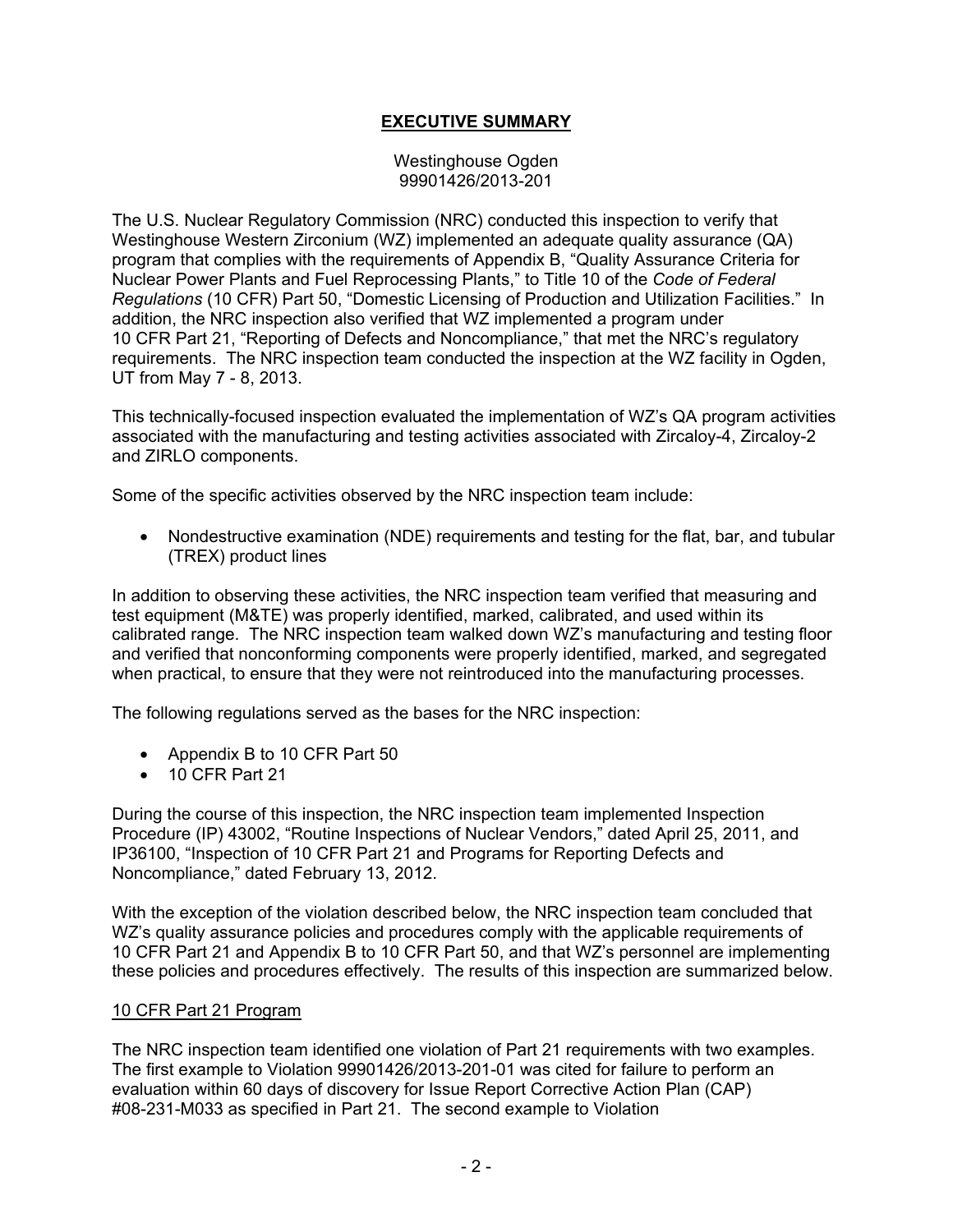# EXECUTIVE SUMMARY

Westinghouse Ogden
99901426/2013-201

The U.S. Nuclear Regulatory Commission (NRC) conducted this inspection to verify that Westinghouse Western Zirconium (WZ) implemented an adequate quality assurance (QA) program that complies with the requirements of Appendix B, "Quality Assurance Criteria for Nuclear Power Plants and Fuel Reprocessing Plants," to Title 10 of the *Code of Federal Regulations* (10 CFR) Part 50, "Domestic Licensing of Production and Utilization Facilities." In addition, the NRC inspection also verified that WZ implemented a program under 10 CFR Part 21, "Reporting of Defects and Noncompliance," that met the NRC's regulatory requirements. The NRC inspection team conducted the inspection at the WZ facility in Ogden, UT from May 7 - 8, 2013.

This technically-focused inspection evaluated the implementation of WZ's QA program activities associated with the manufacturing and testing activities associated with Zircaloy-4, Zircaloy-2 and ZIRLO components.

Some of the specific activities observed by the NRC inspection team include:

- Nondestructive examination (NDE) requirements and testing for the flat, bar, and tubular (TREX) product lines

In addition to observing these activities, the NRC inspection team verified that measuring and test equipment (M&TE) was properly identified, marked, calibrated, and used within its calibrated range. The NRC inspection team walked down WZ's manufacturing and testing floor and verified that nonconforming components were properly identified, marked, and segregated when practical, to ensure that they were not reintroduced into the manufacturing processes.

The following regulations served as the bases for the NRC inspection:

- Appendix B to 10 CFR Part 50
- 10 CFR Part 21

During the course of this inspection, the NRC inspection team implemented Inspection Procedure (IP) 43002, "Routine Inspections of Nuclear Vendors," dated April 25, 2011, and IP36100, "Inspection of 10 CFR Part 21 and Programs for Reporting Defects and Noncompliance," dated February 13, 2012.

With the exception of the violation described below, the NRC inspection team concluded that WZ's quality assurance policies and procedures comply with the applicable requirements of 10 CFR Part 21 and Appendix B to 10 CFR Part 50, and that WZ's personnel are implementing these policies and procedures effectively. The results of this inspection are summarized below.

## 10 CFR Part 21 Program

The NRC inspection team identified one violation of Part 21 requirements with two examples. The first example to Violation 99901426/2013-201-01 was cited for failure to perform an evaluation within 60 days of discovery for Issue Report Corrective Action Plan (CAP) #08-231-M033 as specified in Part 21. The second example to Violation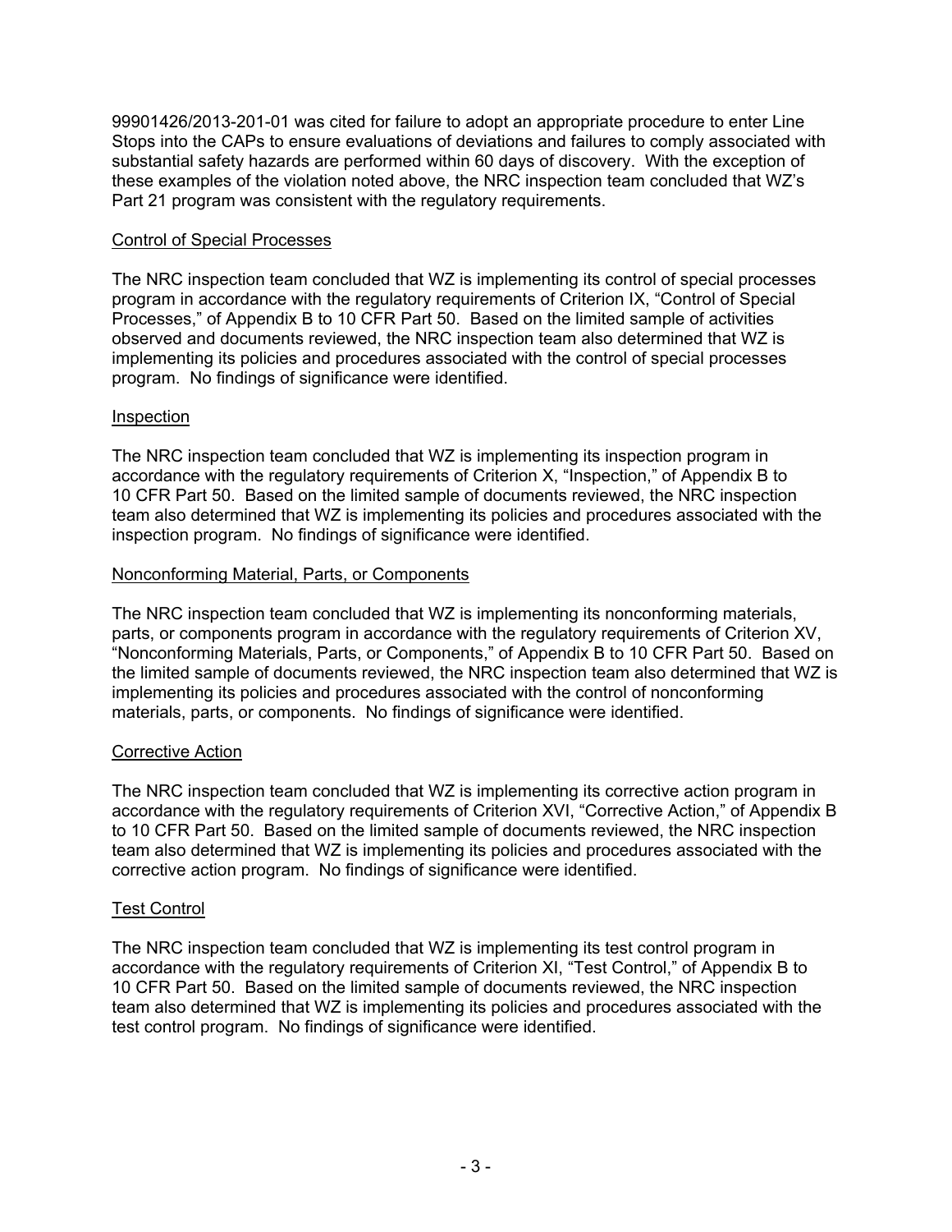99901426/2013-201-01 was cited for failure to adopt an appropriate procedure to enter Line Stops into the CAPs to ensure evaluations of deviations and failures to comply associated with substantial safety hazards are performed within 60 days of discovery. With the exception of these examples of the violation noted above, the NRC inspection team concluded that WZ's Part 21 program was consistent with the regulatory requirements.

Control of Special Processes

The NRC inspection team concluded that WZ is implementing its control of special processes program in accordance with the regulatory requirements of Criterion IX, "Control of Special Processes," of Appendix B to 10 CFR Part 50. Based on the limited sample of activities observed and documents reviewed, the NRC inspection team also determined that WZ is implementing its policies and procedures associated with the control of special processes program. No findings of significance were identified.

Inspection

The NRC inspection team concluded that WZ is implementing its inspection program in accordance with the regulatory requirements of Criterion X, "Inspection," of Appendix B to 10 CFR Part 50. Based on the limited sample of documents reviewed, the NRC inspection team also determined that WZ is implementing its policies and procedures associated with the inspection program. No findings of significance were identified.

Nonconforming Material, Parts, or Components

The NRC inspection team concluded that WZ is implementing its nonconforming materials, parts, or components program in accordance with the regulatory requirements of Criterion XV, "Nonconforming Materials, Parts, or Components," of Appendix B to 10 CFR Part 50. Based on the limited sample of documents reviewed, the NRC inspection team also determined that WZ is implementing its policies and procedures associated with the control of nonconforming materials, parts, or components. No findings of significance were identified.

Corrective Action

The NRC inspection team concluded that WZ is implementing its corrective action program in accordance with the regulatory requirements of Criterion XVI, "Corrective Action," of Appendix B to 10 CFR Part 50. Based on the limited sample of documents reviewed, the NRC inspection team also determined that WZ is implementing its policies and procedures associated with the corrective action program. No findings of significance were identified.

Test Control

The NRC inspection team concluded that WZ is implementing its test control program in accordance with the regulatory requirements of Criterion XI, "Test Control," of Appendix B to 10 CFR Part 50. Based on the limited sample of documents reviewed, the NRC inspection team also determined that WZ is implementing its policies and procedures associated with the test control program. No findings of significance were identified.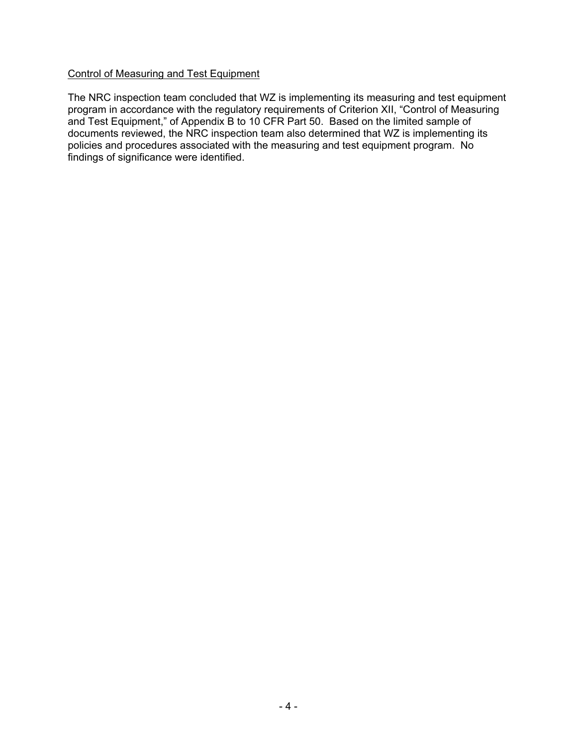Control of Measuring and Test Equipment

The NRC inspection team concluded that WZ is implementing its measuring and test equipment program in accordance with the regulatory requirements of Criterion XII, "Control of Measuring and Test Equipment," of Appendix B to 10 CFR Part 50. Based on the limited sample of documents reviewed, the NRC inspection team also determined that WZ is implementing its policies and procedures associated with the measuring and test equipment program. No findings of significance were identified.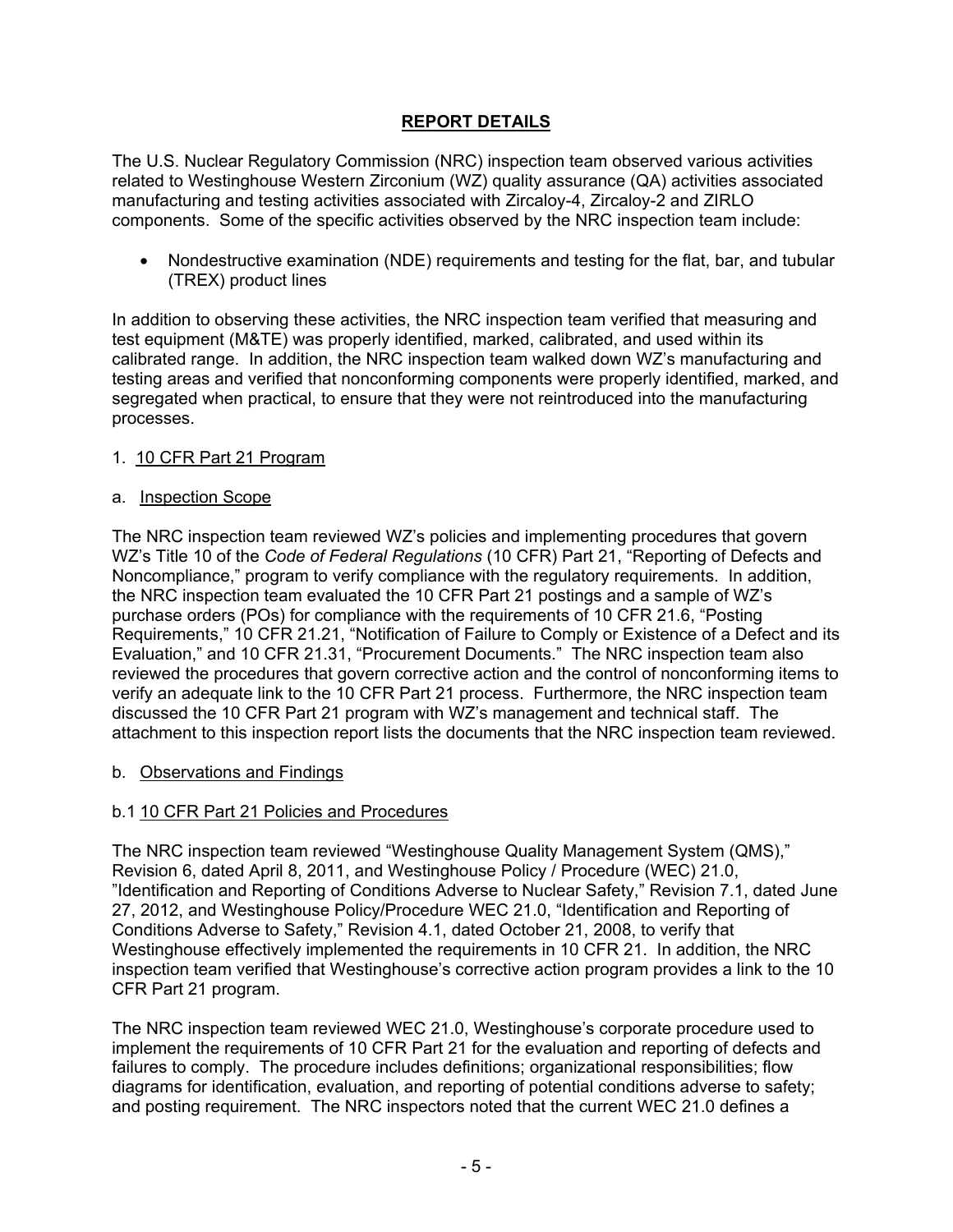## REPORT DETAILS

The U.S. Nuclear Regulatory Commission (NRC) inspection team observed various activities related to Westinghouse Western Zirconium (WZ) quality assurance (QA) activities associated manufacturing and testing activities associated with Zircaloy-4, Zircaloy-2 and ZIRLO components. Some of the specific activities observed by the NRC inspection team include:

- Nondestructive examination (NDE) requirements and testing for the flat, bar, and tubular (TREX) product lines

In addition to observing these activities, the NRC inspection team verified that measuring and test equipment (M&TE) was properly identified, marked, calibrated, and used within its calibrated range. In addition, the NRC inspection team walked down WZ's manufacturing and testing areas and verified that nonconforming components were properly identified, marked, and segregated when practical, to ensure that they were not reintroduced into the manufacturing processes.

1. 10 CFR Part 21 Program

a. Inspection Scope

The NRC inspection team reviewed WZ's policies and implementing procedures that govern WZ's Title 10 of the *Code of Federal Regulations* (10 CFR) Part 21, "Reporting of Defects and Noncompliance," program to verify compliance with the regulatory requirements. In addition, the NRC inspection team evaluated the 10 CFR Part 21 postings and a sample of WZ's purchase orders (POs) for compliance with the requirements of 10 CFR 21.6, "Posting Requirements," 10 CFR 21.21, "Notification of Failure to Comply or Existence of a Defect and its Evaluation," and 10 CFR 21.31, "Procurement Documents." The NRC inspection team also reviewed the procedures that govern corrective action and the control of nonconforming items to verify an adequate link to the 10 CFR Part 21 process. Furthermore, the NRC inspection team discussed the 10 CFR Part 21 program with WZ's management and technical staff. The attachment to this inspection report lists the documents that the NRC inspection team reviewed.

b. Observations and Findings

b.1 10 CFR Part 21 Policies and Procedures

The NRC inspection team reviewed "Westinghouse Quality Management System (QMS)," Revision 6, dated April 8, 2011, and Westinghouse Policy / Procedure (WEC) 21.0, "Identification and Reporting of Conditions Adverse to Nuclear Safety," Revision 7.1, dated June 27, 2012, and Westinghouse Policy/Procedure WEC 21.0, "Identification and Reporting of Conditions Adverse to Safety," Revision 4.1, dated October 21, 2008, to verify that Westinghouse effectively implemented the requirements in 10 CFR 21. In addition, the NRC inspection team verified that Westinghouse's corrective action program provides a link to the 10 CFR Part 21 program.

The NRC inspection team reviewed WEC 21.0, Westinghouse's corporate procedure used to implement the requirements of 10 CFR Part 21 for the evaluation and reporting of defects and failures to comply. The procedure includes definitions; organizational responsibilities; flow diagrams for identification, evaluation, and reporting of potential conditions adverse to safety; and posting requirement. The NRC inspectors noted that the current WEC 21.0 defines a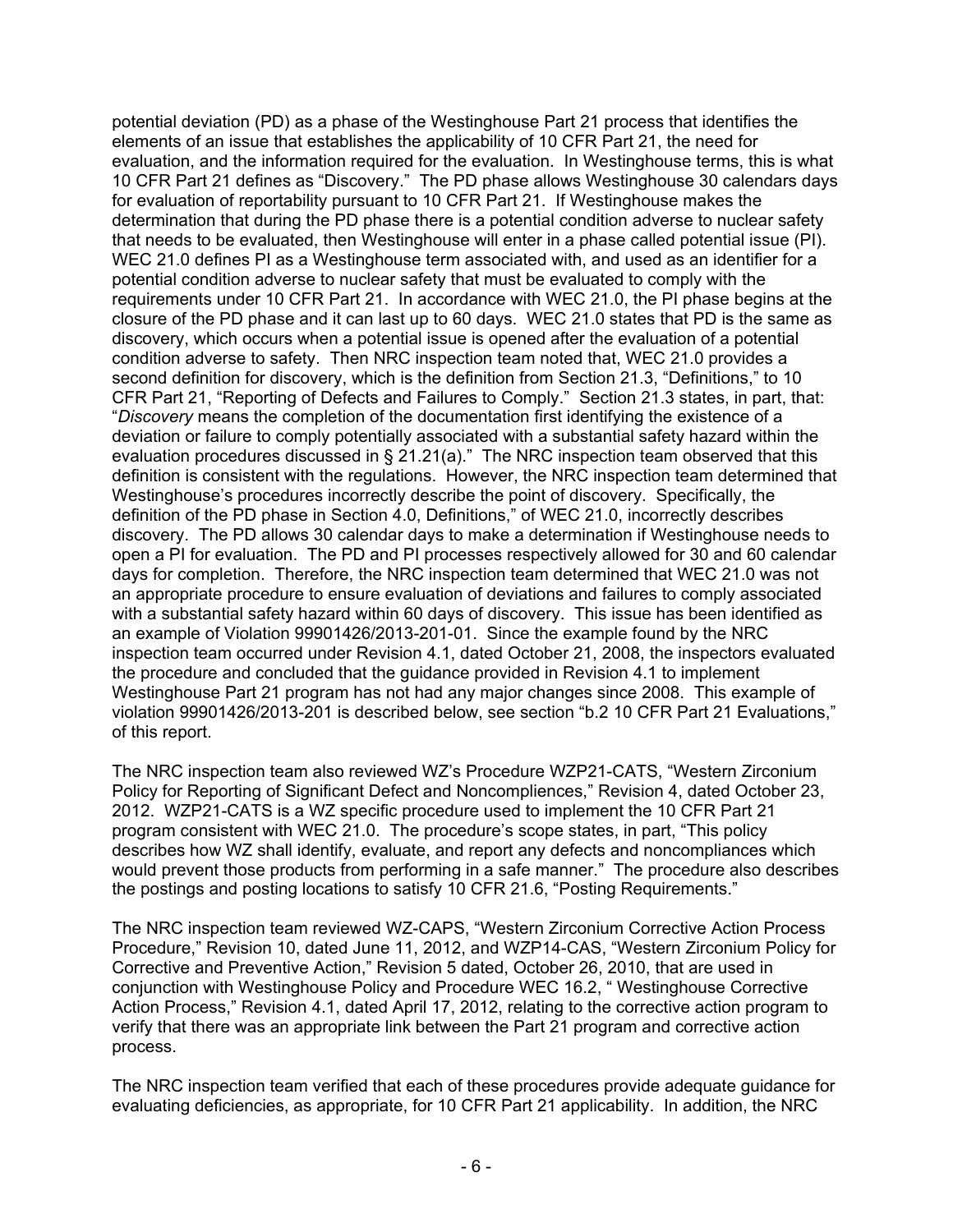potential deviation (PD) as a phase of the Westinghouse Part 21 process that identifies the elements of an issue that establishes the applicability of 10 CFR Part 21, the need for evaluation, and the information required for the evaluation. In Westinghouse terms, this is what 10 CFR Part 21 defines as "Discovery." The PD phase allows Westinghouse 30 calendars days for evaluation of reportability pursuant to 10 CFR Part 21. If Westinghouse makes the determination that during the PD phase there is a potential condition adverse to nuclear safety that needs to be evaluated, then Westinghouse will enter in a phase called potential issue (PI). WEC 21.0 defines PI as a Westinghouse term associated with, and used as an identifier for a potential condition adverse to nuclear safety that must be evaluated to comply with the requirements under 10 CFR Part 21. In accordance with WEC 21.0, the PI phase begins at the closure of the PD phase and it can last up to 60 days. WEC 21.0 states that PD is the same as discovery, which occurs when a potential issue is opened after the evaluation of a potential condition adverse to safety. Then NRC inspection team noted that, WEC 21.0 provides a second definition for discovery, which is the definition from Section 21.3, "Definitions," to 10 CFR Part 21, "Reporting of Defects and Failures to Comply." Section 21.3 states, in part, that: "*Discovery* means the completion of the documentation first identifying the existence of a deviation or failure to comply potentially associated with a substantial safety hazard within the evaluation procedures discussed in § 21.21(a)." The NRC inspection team observed that this definition is consistent with the regulations. However, the NRC inspection team determined that Westinghouse's procedures incorrectly describe the point of discovery. Specifically, the definition of the PD phase in Section 4.0, Definitions," of WEC 21.0, incorrectly describes discovery. The PD allows 30 calendar days to make a determination if Westinghouse needs to open a PI for evaluation. The PD and PI processes respectively allowed for 30 and 60 calendar days for completion. Therefore, the NRC inspection team determined that WEC 21.0 was not an appropriate procedure to ensure evaluation of deviations and failures to comply associated with a substantial safety hazard within 60 days of discovery. This issue has been identified as an example of Violation 99901426/2013-201-01. Since the example found by the NRC inspection team occurred under Revision 4.1, dated October 21, 2008, the inspectors evaluated the procedure and concluded that the guidance provided in Revision 4.1 to implement Westinghouse Part 21 program has not had any major changes since 2008. This example of violation 99901426/2013-201 is described below, see section "b.2 10 CFR Part 21 Evaluations," of this report.

The NRC inspection team also reviewed WZ's Procedure WZP21-CATS, "Western Zirconium Policy for Reporting of Significant Defect and Noncompliences," Revision 4, dated October 23, 2012. WZP21-CATS is a WZ specific procedure used to implement the 10 CFR Part 21 program consistent with WEC 21.0. The procedure's scope states, in part, "This policy describes how WZ shall identify, evaluate, and report any defects and noncompliances which would prevent those products from performing in a safe manner." The procedure also describes the postings and posting locations to satisfy 10 CFR 21.6, "Posting Requirements."

The NRC inspection team reviewed WZ-CAPS, "Western Zirconium Corrective Action Process Procedure," Revision 10, dated June 11, 2012, and WZP14-CAS, "Western Zirconium Policy for Corrective and Preventive Action," Revision 5 dated, October 26, 2010, that are used in conjunction with Westinghouse Policy and Procedure WEC 16.2, " Westinghouse Corrective Action Process," Revision 4.1, dated April 17, 2012, relating to the corrective action program to verify that there was an appropriate link between the Part 21 program and corrective action process.

The NRC inspection team verified that each of these procedures provide adequate guidance for evaluating deficiencies, as appropriate, for 10 CFR Part 21 applicability. In addition, the NRC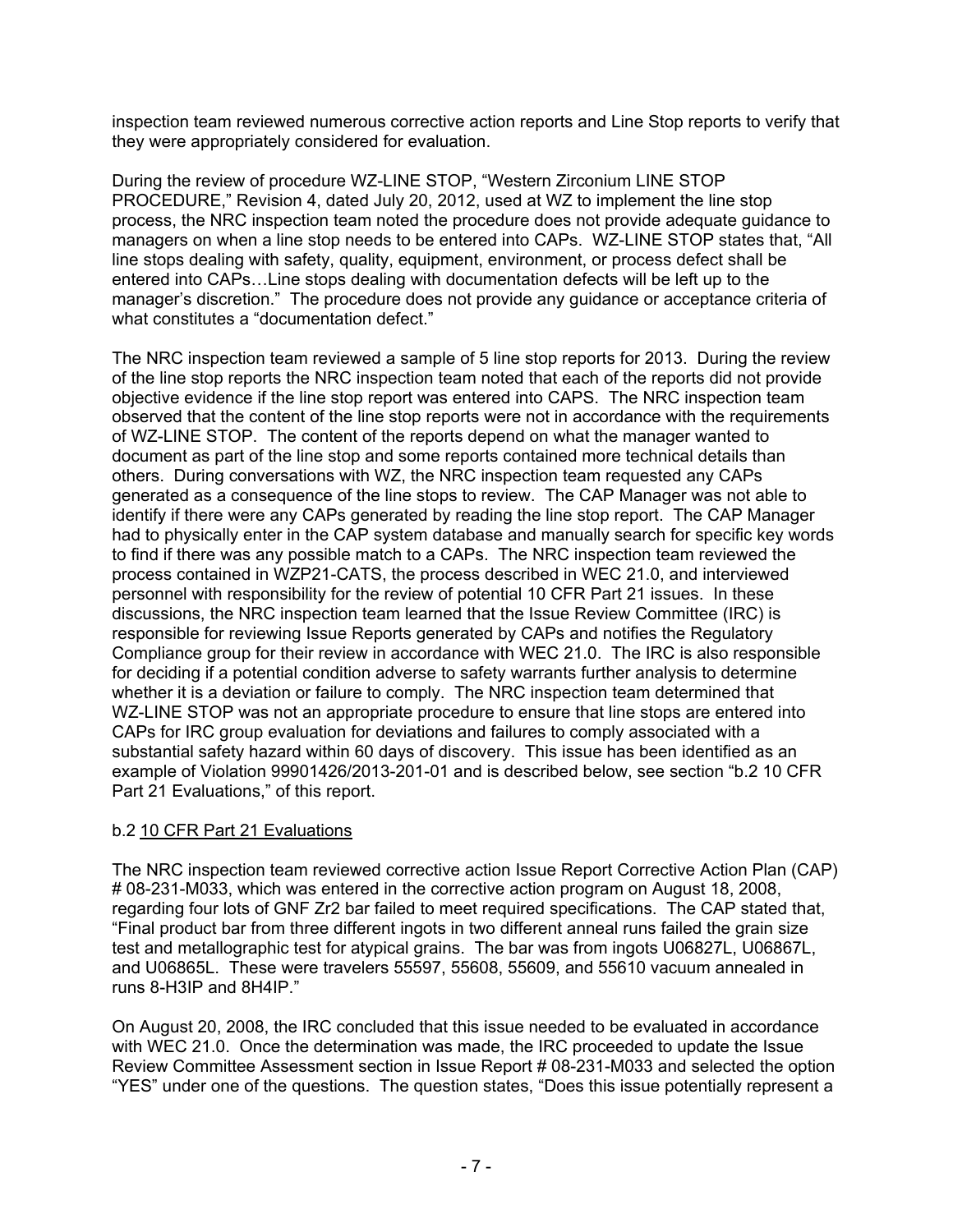inspection team reviewed numerous corrective action reports and Line Stop reports to verify that they were appropriately considered for evaluation.

During the review of procedure WZ-LINE STOP, "Western Zirconium LINE STOP PROCEDURE," Revision 4, dated July 20, 2012, used at WZ to implement the line stop process, the NRC inspection team noted the procedure does not provide adequate guidance to managers on when a line stop needs to be entered into CAPs. WZ-LINE STOP states that, "All line stops dealing with safety, quality, equipment, environment, or process defect shall be entered into CAPs…Line stops dealing with documentation defects will be left up to the manager's discretion." The procedure does not provide any guidance or acceptance criteria of what constitutes a "documentation defect."

The NRC inspection team reviewed a sample of 5 line stop reports for 2013. During the review of the line stop reports the NRC inspection team noted that each of the reports did not provide objective evidence if the line stop report was entered into CAPS. The NRC inspection team observed that the content of the line stop reports were not in accordance with the requirements of WZ-LINE STOP. The content of the reports depend on what the manager wanted to document as part of the line stop and some reports contained more technical details than others. During conversations with WZ, the NRC inspection team requested any CAPs generated as a consequence of the line stops to review. The CAP Manager was not able to identify if there were any CAPs generated by reading the line stop report. The CAP Manager had to physically enter in the CAP system database and manually search for specific key words to find if there was any possible match to a CAPs. The NRC inspection team reviewed the process contained in WZP21-CATS, the process described in WEC 21.0, and interviewed personnel with responsibility for the review of potential 10 CFR Part 21 issues. In these discussions, the NRC inspection team learned that the Issue Review Committee (IRC) is responsible for reviewing Issue Reports generated by CAPs and notifies the Regulatory Compliance group for their review in accordance with WEC 21.0. The IRC is also responsible for deciding if a potential condition adverse to safety warrants further analysis to determine whether it is a deviation or failure to comply. The NRC inspection team determined that WZ-LINE STOP was not an appropriate procedure to ensure that line stops are entered into CAPs for IRC group evaluation for deviations and failures to comply associated with a substantial safety hazard within 60 days of discovery. This issue has been identified as an example of Violation 99901426/2013-201-01 and is described below, see section "b.2 10 CFR Part 21 Evaluations," of this report.

b.2 10 CFR Part 21 Evaluations

The NRC inspection team reviewed corrective action Issue Report Corrective Action Plan (CAP) # 08-231-M033, which was entered in the corrective action program on August 18, 2008, regarding four lots of GNF Zr2 bar failed to meet required specifications. The CAP stated that, "Final product bar from three different ingots in two different anneal runs failed the grain size test and metallographic test for atypical grains. The bar was from ingots U06827L, U06867L, and U06865L. These were travelers 55597, 55608, 55609, and 55610 vacuum annealed in runs 8-H3IP and 8H4IP."

On August 20, 2008, the IRC concluded that this issue needed to be evaluated in accordance with WEC 21.0. Once the determination was made, the IRC proceeded to update the Issue Review Committee Assessment section in Issue Report # 08-231-M033 and selected the option "YES" under one of the questions. The question states, "Does this issue potentially represent a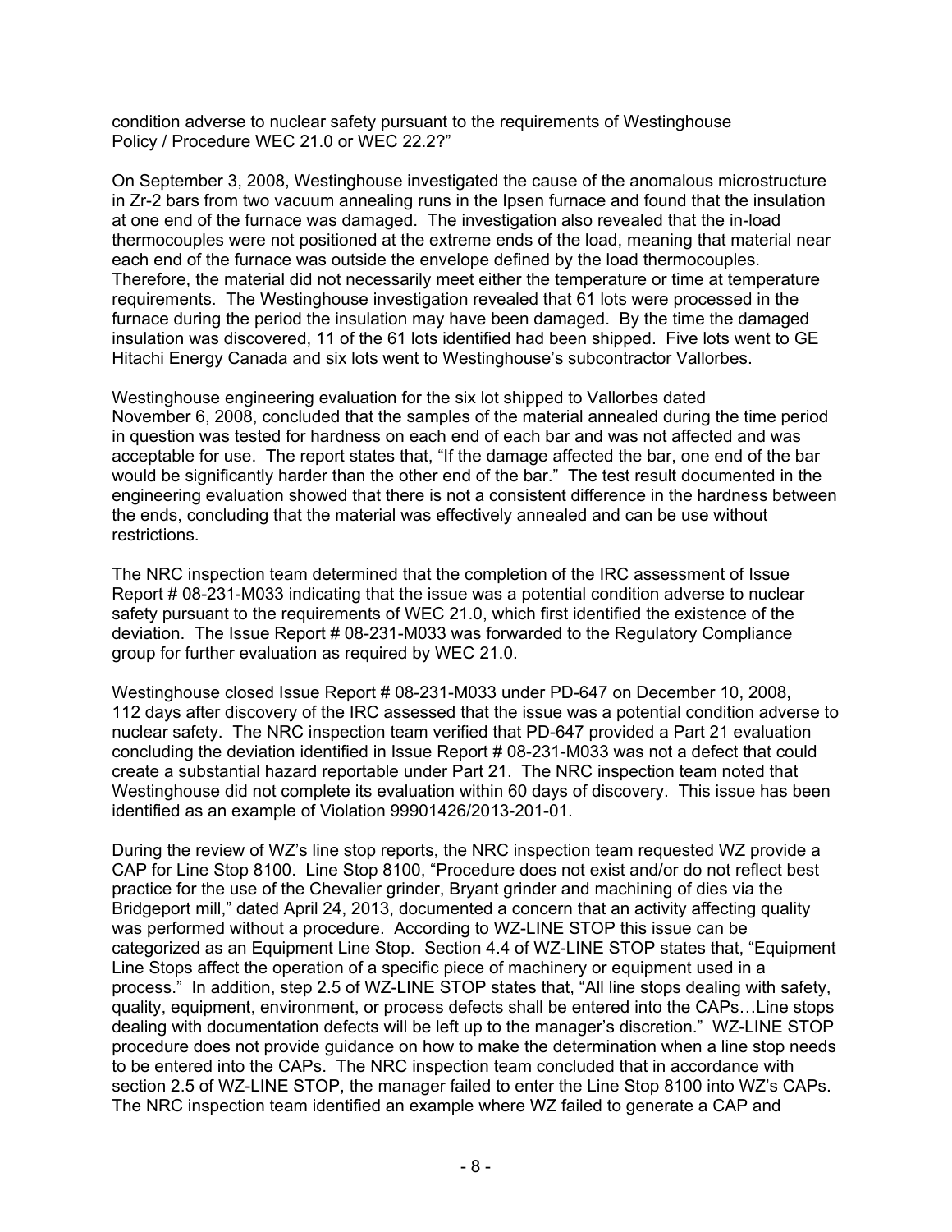condition adverse to nuclear safety pursuant to the requirements of Westinghouse Policy / Procedure WEC 21.0 or WEC 22.2?"

On September 3, 2008, Westinghouse investigated the cause of the anomalous microstructure in Zr-2 bars from two vacuum annealing runs in the Ipsen furnace and found that the insulation at one end of the furnace was damaged. The investigation also revealed that the in-load thermocouples were not positioned at the extreme ends of the load, meaning that material near each end of the furnace was outside the envelope defined by the load thermocouples. Therefore, the material did not necessarily meet either the temperature or time at temperature requirements. The Westinghouse investigation revealed that 61 lots were processed in the furnace during the period the insulation may have been damaged. By the time the damaged insulation was discovered, 11 of the 61 lots identified had been shipped. Five lots went to GE Hitachi Energy Canada and six lots went to Westinghouse's subcontractor Vallorbes.

Westinghouse engineering evaluation for the six lot shipped to Vallorbes dated November 6, 2008, concluded that the samples of the material annealed during the time period in question was tested for hardness on each end of each bar and was not affected and was acceptable for use. The report states that, "If the damage affected the bar, one end of the bar would be significantly harder than the other end of the bar." The test result documented in the engineering evaluation showed that there is not a consistent difference in the hardness between the ends, concluding that the material was effectively annealed and can be use without restrictions.

The NRC inspection team determined that the completion of the IRC assessment of Issue Report # 08-231-M033 indicating that the issue was a potential condition adverse to nuclear safety pursuant to the requirements of WEC 21.0, which first identified the existence of the deviation. The Issue Report # 08-231-M033 was forwarded to the Regulatory Compliance group for further evaluation as required by WEC 21.0.

Westinghouse closed Issue Report # 08-231-M033 under PD-647 on December 10, 2008, 112 days after discovery of the IRC assessed that the issue was a potential condition adverse to nuclear safety. The NRC inspection team verified that PD-647 provided a Part 21 evaluation concluding the deviation identified in Issue Report # 08-231-M033 was not a defect that could create a substantial hazard reportable under Part 21. The NRC inspection team noted that Westinghouse did not complete its evaluation within 60 days of discovery. This issue has been identified as an example of Violation 99901426/2013-201-01.

During the review of WZ's line stop reports, the NRC inspection team requested WZ provide a CAP for Line Stop 8100. Line Stop 8100, "Procedure does not exist and/or do not reflect best practice for the use of the Chevalier grinder, Bryant grinder and machining of dies via the Bridgeport mill," dated April 24, 2013, documented a concern that an activity affecting quality was performed without a procedure. According to WZ-LINE STOP this issue can be categorized as an Equipment Line Stop. Section 4.4 of WZ-LINE STOP states that, "Equipment Line Stops affect the operation of a specific piece of machinery or equipment used in a process." In addition, step 2.5 of WZ-LINE STOP states that, "All line stops dealing with safety, quality, equipment, environment, or process defects shall be entered into the CAPs…Line stops dealing with documentation defects will be left up to the manager's discretion." WZ-LINE STOP procedure does not provide guidance on how to make the determination when a line stop needs to be entered into the CAPs. The NRC inspection team concluded that in accordance with section 2.5 of WZ-LINE STOP, the manager failed to enter the Line Stop 8100 into WZ's CAPs. The NRC inspection team identified an example where WZ failed to generate a CAP and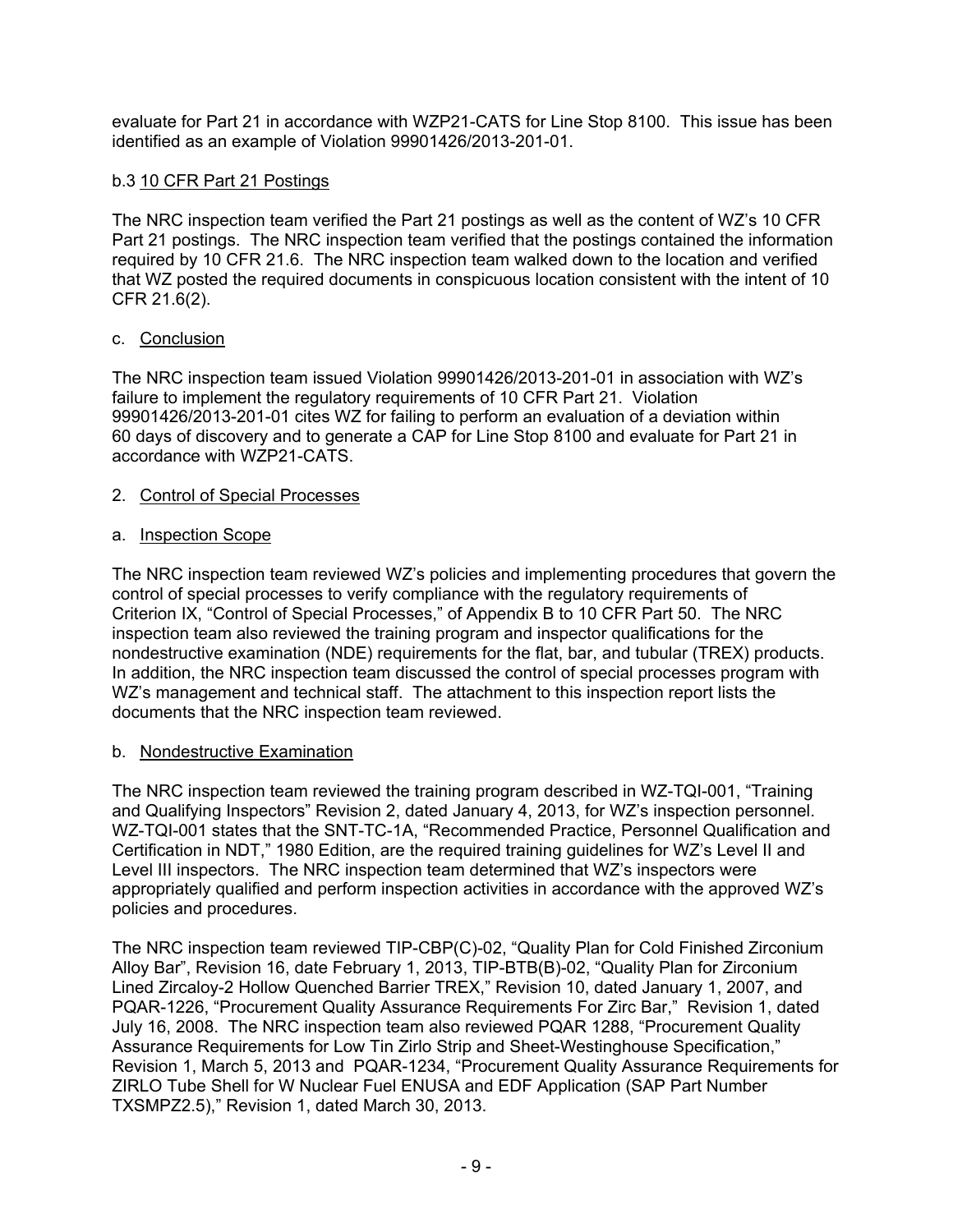evaluate for Part 21 in accordance with WZP21-CATS for Line Stop 8100. This issue has been identified as an example of Violation 99901426/2013-201-01.

b.3 10 CFR Part 21 Postings

The NRC inspection team verified the Part 21 postings as well as the content of WZ's 10 CFR Part 21 postings. The NRC inspection team verified that the postings contained the information required by 10 CFR 21.6. The NRC inspection team walked down to the location and verified that WZ posted the required documents in conspicuous location consistent with the intent of 10 CFR 21.6(2).

c. Conclusion

The NRC inspection team issued Violation 99901426/2013-201-01 in association with WZ's failure to implement the regulatory requirements of 10 CFR Part 21. Violation 99901426/2013-201-01 cites WZ for failing to perform an evaluation of a deviation within 60 days of discovery and to generate a CAP for Line Stop 8100 and evaluate for Part 21 in accordance with WZP21-CATS.

2. Control of Special Processes

a. Inspection Scope

The NRC inspection team reviewed WZ's policies and implementing procedures that govern the control of special processes to verify compliance with the regulatory requirements of Criterion IX, "Control of Special Processes," of Appendix B to 10 CFR Part 50. The NRC inspection team also reviewed the training program and inspector qualifications for the nondestructive examination (NDE) requirements for the flat, bar, and tubular (TREX) products. In addition, the NRC inspection team discussed the control of special processes program with WZ's management and technical staff. The attachment to this inspection report lists the documents that the NRC inspection team reviewed.

b. Nondestructive Examination

The NRC inspection team reviewed the training program described in WZ-TQI-001, "Training and Qualifying Inspectors" Revision 2, dated January 4, 2013, for WZ's inspection personnel. WZ-TQI-001 states that the SNT-TC-1A, "Recommended Practice, Personnel Qualification and Certification in NDT," 1980 Edition, are the required training guidelines for WZ's Level II and Level III inspectors. The NRC inspection team determined that WZ's inspectors were appropriately qualified and perform inspection activities in accordance with the approved WZ's policies and procedures.

The NRC inspection team reviewed TIP-CBP(C)-02, "Quality Plan for Cold Finished Zirconium Alloy Bar", Revision 16, date February 1, 2013, TIP-BTB(B)-02, "Quality Plan for Zirconium Lined Zircaloy-2 Hollow Quenched Barrier TREX," Revision 10, dated January 1, 2007, and PQAR-1226, "Procurement Quality Assurance Requirements For Zirc Bar," Revision 1, dated July 16, 2008. The NRC inspection team also reviewed PQAR 1288, "Procurement Quality Assurance Requirements for Low Tin Zirlo Strip and Sheet-Westinghouse Specification," Revision 1, March 5, 2013 and PQAR-1234, "Procurement Quality Assurance Requirements for ZIRLO Tube Shell for W Nuclear Fuel ENUSA and EDF Application (SAP Part Number TXSMPZ2.5)," Revision 1, dated March 30, 2013.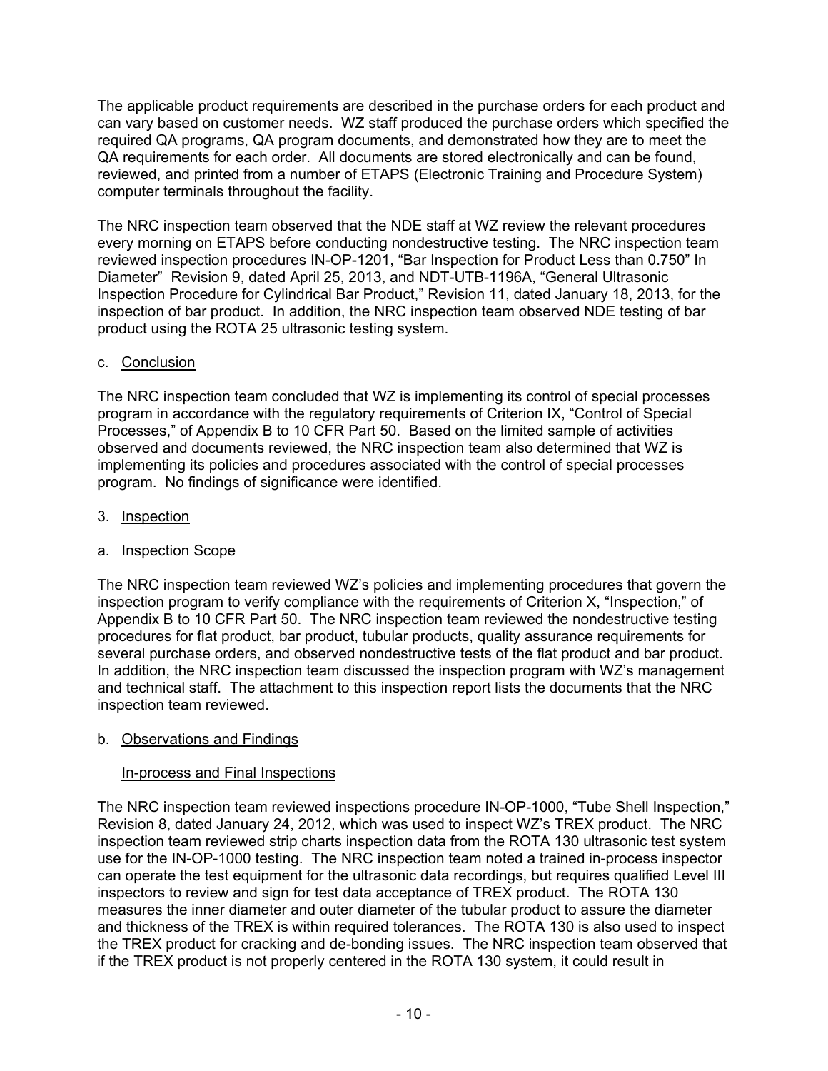The applicable product requirements are described in the purchase orders for each product and can vary based on customer needs. WZ staff produced the purchase orders which specified the required QA programs, QA program documents, and demonstrated how they are to meet the QA requirements for each order. All documents are stored electronically and can be found, reviewed, and printed from a number of ETAPS (Electronic Training and Procedure System) computer terminals throughout the facility.

The NRC inspection team observed that the NDE staff at WZ review the relevant procedures every morning on ETAPS before conducting nondestructive testing. The NRC inspection team reviewed inspection procedures IN-OP-1201, "Bar Inspection for Product Less than 0.750" In Diameter" Revision 9, dated April 25, 2013, and NDT-UTB-1196A, "General Ultrasonic Inspection Procedure for Cylindrical Bar Product," Revision 11, dated January 18, 2013, for the inspection of bar product. In addition, the NRC inspection team observed NDE testing of bar product using the ROTA 25 ultrasonic testing system.

c. Conclusion

The NRC inspection team concluded that WZ is implementing its control of special processes program in accordance with the regulatory requirements of Criterion IX, "Control of Special Processes," of Appendix B to 10 CFR Part 50. Based on the limited sample of activities observed and documents reviewed, the NRC inspection team also determined that WZ is implementing its policies and procedures associated with the control of special processes program. No findings of significance were identified.

3. Inspection

a. Inspection Scope

The NRC inspection team reviewed WZ's policies and implementing procedures that govern the inspection program to verify compliance with the requirements of Criterion X, "Inspection," of Appendix B to 10 CFR Part 50. The NRC inspection team reviewed the nondestructive testing procedures for flat product, bar product, tubular products, quality assurance requirements for several purchase orders, and observed nondestructive tests of the flat product and bar product. In addition, the NRC inspection team discussed the inspection program with WZ's management and technical staff. The attachment to this inspection report lists the documents that the NRC inspection team reviewed.

b. Observations and Findings

In-process and Final Inspections

The NRC inspection team reviewed inspections procedure IN-OP-1000, "Tube Shell Inspection," Revision 8, dated January 24, 2012, which was used to inspect WZ's TREX product. The NRC inspection team reviewed strip charts inspection data from the ROTA 130 ultrasonic test system use for the IN-OP-1000 testing. The NRC inspection team noted a trained in-process inspector can operate the test equipment for the ultrasonic data recordings, but requires qualified Level III inspectors to review and sign for test data acceptance of TREX product. The ROTA 130 measures the inner diameter and outer diameter of the tubular product to assure the diameter and thickness of the TREX is within required tolerances. The ROTA 130 is also used to inspect the TREX product for cracking and de-bonding issues. The NRC inspection team observed that if the TREX product is not properly centered in the ROTA 130 system, it could result in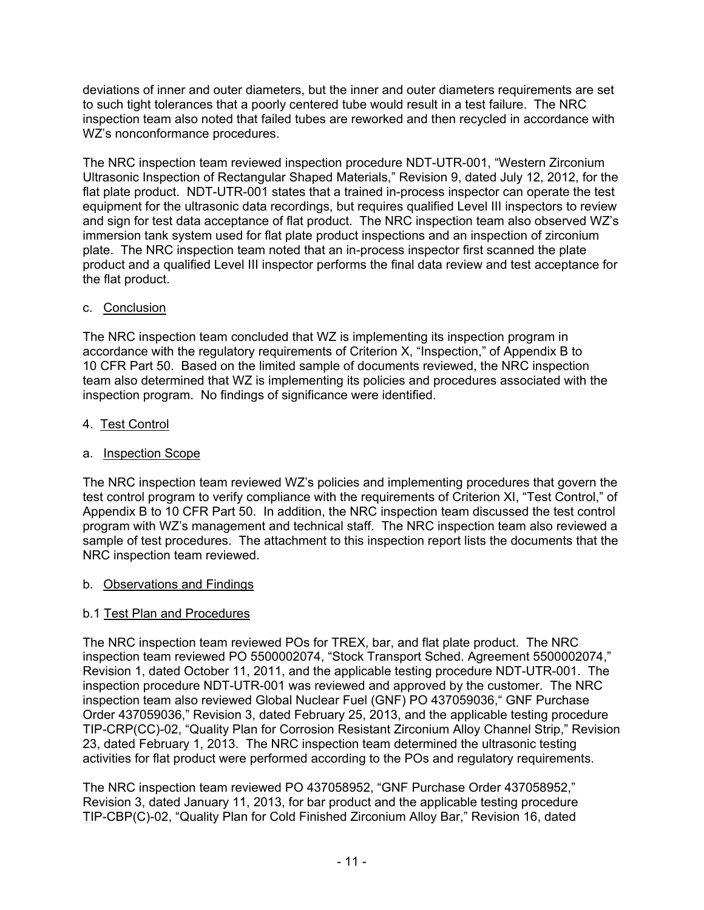deviations of inner and outer diameters, but the inner and outer diameters requirements are set to such tight tolerances that a poorly centered tube would result in a test failure. The NRC inspection team also noted that failed tubes are reworked and then recycled in accordance with WZ's nonconformance procedures.

The NRC inspection team reviewed inspection procedure NDT-UTR-001, "Western Zirconium Ultrasonic Inspection of Rectangular Shaped Materials," Revision 9, dated July 12, 2012, for the flat plate product. NDT-UTR-001 states that a trained in-process inspector can operate the test equipment for the ultrasonic data recordings, but requires qualified Level III inspectors to review and sign for test data acceptance of flat product. The NRC inspection team also observed WZ's immersion tank system used for flat plate product inspections and an inspection of zirconium plate. The NRC inspection team noted that an in-process inspector first scanned the plate product and a qualified Level III inspector performs the final data review and test acceptance for the flat product.

c. <u>Conclusion</u>

The NRC inspection team concluded that WZ is implementing its inspection program in accordance with the regulatory requirements of Criterion X, "Inspection," of Appendix B to 10 CFR Part 50. Based on the limited sample of documents reviewed, the NRC inspection team also determined that WZ is implementing its policies and procedures associated with the inspection program. No findings of significance were identified.

4. <u>Test Control</u>

a. <u>Inspection Scope</u>

The NRC inspection team reviewed WZ's policies and implementing procedures that govern the test control program to verify compliance with the requirements of Criterion XI, "Test Control," of Appendix B to 10 CFR Part 50. In addition, the NRC inspection team discussed the test control program with WZ's management and technical staff. The NRC inspection team also reviewed a sample of test procedures. The attachment to this inspection report lists the documents that the NRC inspection team reviewed.

b. <u>Observations and Findings</u>

b.1 <u>Test Plan and Procedures</u>

The NRC inspection team reviewed POs for TREX, bar, and flat plate product. The NRC inspection team reviewed PO 5500002074, "Stock Transport Sched. Agreement 5500002074," Revision 1, dated October 11, 2011, and the applicable testing procedure NDT-UTR-001. The inspection procedure NDT-UTR-001 was reviewed and approved by the customer. The NRC inspection team also reviewed Global Nuclear Fuel (GNF) PO 437059036," GNF Purchase Order 437059036," Revision 3, dated February 25, 2013, and the applicable testing procedure TIP-CRP(CC)-02, "Quality Plan for Corrosion Resistant Zirconium Alloy Channel Strip," Revision 23, dated February 1, 2013. The NRC inspection team determined the ultrasonic testing activities for flat product were performed according to the POs and regulatory requirements.

The NRC inspection team reviewed PO 437058952, "GNF Purchase Order 437058952," Revision 3, dated January 11, 2013, for bar product and the applicable testing procedure TIP-CBP(C)-02, "Quality Plan for Cold Finished Zirconium Alloy Bar," Revision 16, dated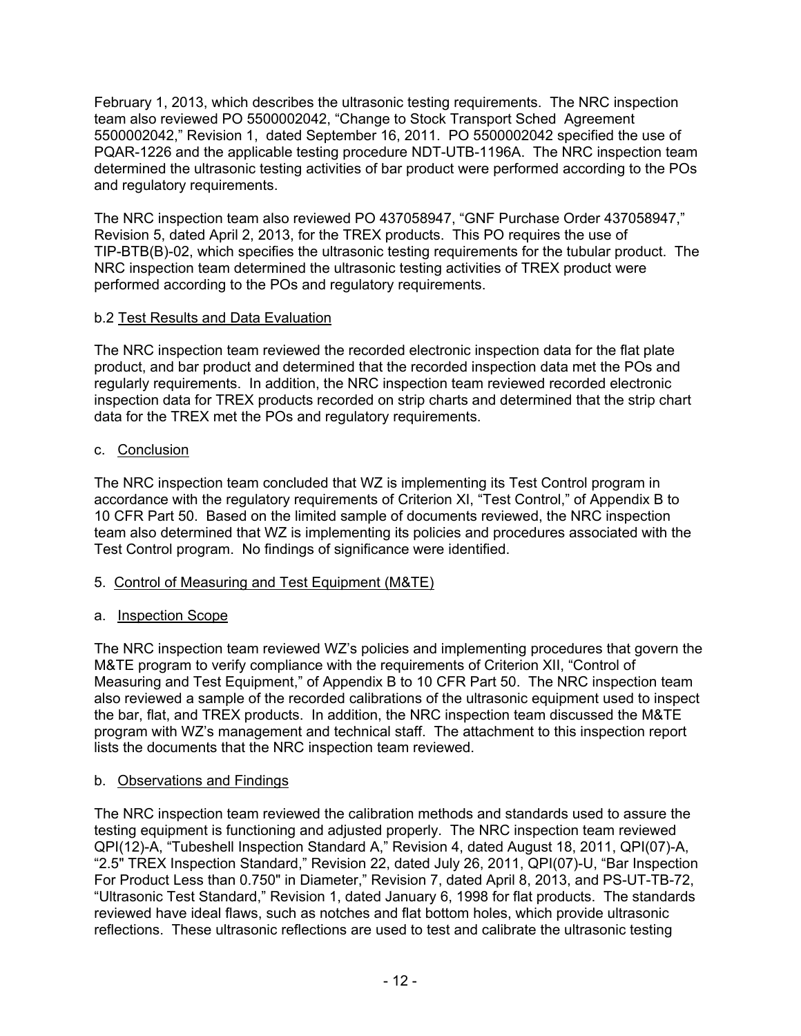February 1, 2013, which describes the ultrasonic testing requirements. The NRC inspection team also reviewed PO 5500002042, "Change to Stock Transport Sched Agreement 5500002042," Revision 1, dated September 16, 2011. PO 5500002042 specified the use of PQAR-1226 and the applicable testing procedure NDT-UTB-1196A. The NRC inspection team determined the ultrasonic testing activities of bar product were performed according to the POs and regulatory requirements.

The NRC inspection team also reviewed PO 437058947, "GNF Purchase Order 437058947," Revision 5, dated April 2, 2013, for the TREX products. This PO requires the use of TIP-BTB(B)-02, which specifies the ultrasonic testing requirements for the tubular product. The NRC inspection team determined the ultrasonic testing activities of TREX product were performed according to the POs and regulatory requirements.

b.2 Test Results and Data Evaluation

The NRC inspection team reviewed the recorded electronic inspection data for the flat plate product, and bar product and determined that the recorded inspection data met the POs and regularly requirements. In addition, the NRC inspection team reviewed recorded electronic inspection data for TREX products recorded on strip charts and determined that the strip chart data for the TREX met the POs and regulatory requirements.

c. Conclusion

The NRC inspection team concluded that WZ is implementing its Test Control program in accordance with the regulatory requirements of Criterion XI, "Test Control," of Appendix B to 10 CFR Part 50. Based on the limited sample of documents reviewed, the NRC inspection team also determined that WZ is implementing its policies and procedures associated with the Test Control program. No findings of significance were identified.

## 5. Control of Measuring and Test Equipment (M&TE)

a. Inspection Scope

The NRC inspection team reviewed WZ's policies and implementing procedures that govern the M&TE program to verify compliance with the requirements of Criterion XII, "Control of Measuring and Test Equipment," of Appendix B to 10 CFR Part 50. The NRC inspection team also reviewed a sample of the recorded calibrations of the ultrasonic equipment used to inspect the bar, flat, and TREX products. In addition, the NRC inspection team discussed the M&TE program with WZ's management and technical staff. The attachment to this inspection report lists the documents that the NRC inspection team reviewed.

b. Observations and Findings

The NRC inspection team reviewed the calibration methods and standards used to assure the testing equipment is functioning and adjusted properly. The NRC inspection team reviewed QPI(12)-A, "Tubeshell Inspection Standard A," Revision 4, dated August 18, 2011, QPI(07)-A, "2.5" TREX Inspection Standard," Revision 22, dated July 26, 2011, QPI(07)-U, "Bar Inspection For Product Less than 0.750" in Diameter," Revision 7, dated April 8, 2013, and PS-UT-TB-72, "Ultrasonic Test Standard," Revision 1, dated January 6, 1998 for flat products. The standards reviewed have ideal flaws, such as notches and flat bottom holes, which provide ultrasonic reflections. These ultrasonic reflections are used to test and calibrate the ultrasonic testing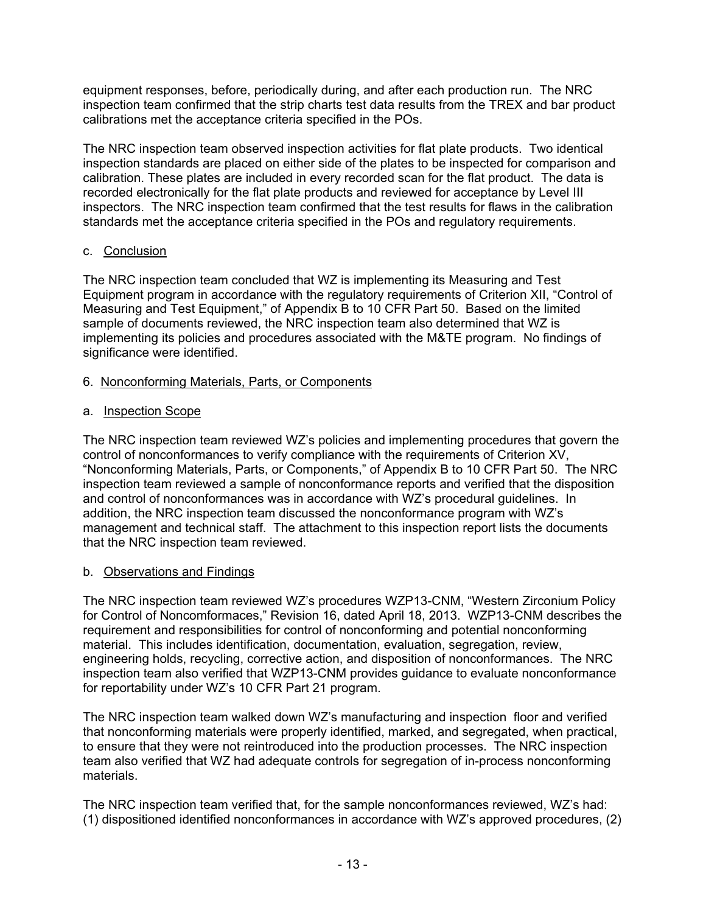equipment responses, before, periodically during, and after each production run. The NRC inspection team confirmed that the strip charts test data results from the TREX and bar product calibrations met the acceptance criteria specified in the POs.

The NRC inspection team observed inspection activities for flat plate products. Two identical inspection standards are placed on either side of the plates to be inspected for comparison and calibration. These plates are included in every recorded scan for the flat product. The data is recorded electronically for the flat plate products and reviewed for acceptance by Level III inspectors. The NRC inspection team confirmed that the test results for flaws in the calibration standards met the acceptance criteria specified in the POs and regulatory requirements.

c. Conclusion

The NRC inspection team concluded that WZ is implementing its Measuring and Test Equipment program in accordance with the regulatory requirements of Criterion XII, "Control of Measuring and Test Equipment," of Appendix B to 10 CFR Part 50. Based on the limited sample of documents reviewed, the NRC inspection team also determined that WZ is implementing its policies and procedures associated with the M&TE program. No findings of significance were identified.

6. Nonconforming Materials, Parts, or Components

a. Inspection Scope

The NRC inspection team reviewed WZ's policies and implementing procedures that govern the control of nonconformances to verify compliance with the requirements of Criterion XV, "Nonconforming Materials, Parts, or Components," of Appendix B to 10 CFR Part 50. The NRC inspection team reviewed a sample of nonconformance reports and verified that the disposition and control of nonconformances was in accordance with WZ's procedural guidelines. In addition, the NRC inspection team discussed the nonconformance program with WZ's management and technical staff. The attachment to this inspection report lists the documents that the NRC inspection team reviewed.

b. Observations and Findings

The NRC inspection team reviewed WZ's procedures WZP13-CNM, "Western Zirconium Policy for Control of Noncomformaces," Revision 16, dated April 18, 2013. WZP13-CNM describes the requirement and responsibilities for control of nonconforming and potential nonconforming material. This includes identification, documentation, evaluation, segregation, review, engineering holds, recycling, corrective action, and disposition of nonconformances. The NRC inspection team also verified that WZP13-CNM provides guidance to evaluate nonconformance for reportability under WZ's 10 CFR Part 21 program.

The NRC inspection team walked down WZ's manufacturing and inspection floor and verified that nonconforming materials were properly identified, marked, and segregated, when practical, to ensure that they were not reintroduced into the production processes. The NRC inspection team also verified that WZ had adequate controls for segregation of in-process nonconforming materials.

The NRC inspection team verified that, for the sample nonconformances reviewed, WZ's had: (1) dispositioned identified nonconformances in accordance with WZ's approved procedures, (2)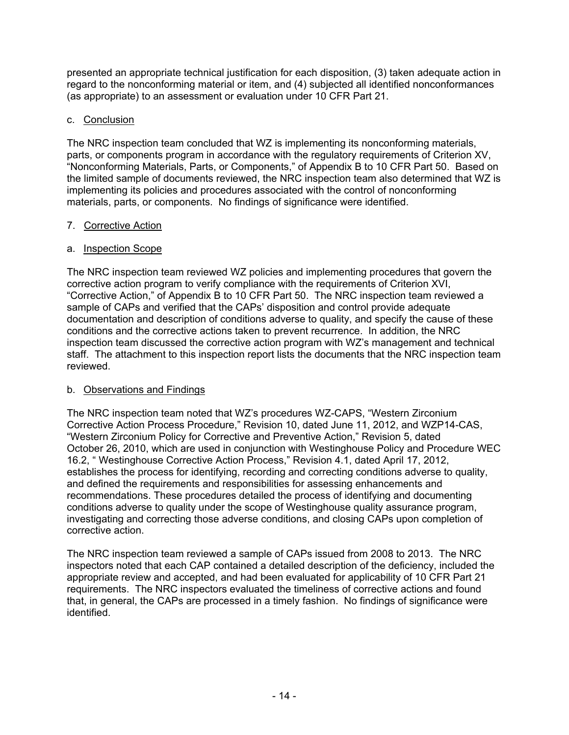presented an appropriate technical justification for each disposition, (3) taken adequate action in regard to the nonconforming material or item, and (4) subjected all identified nonconformances (as appropriate) to an assessment or evaluation under 10 CFR Part 21.

c. Conclusion

The NRC inspection team concluded that WZ is implementing its nonconforming materials, parts, or components program in accordance with the regulatory requirements of Criterion XV, "Nonconforming Materials, Parts, or Components," of Appendix B to 10 CFR Part 50. Based on the limited sample of documents reviewed, the NRC inspection team also determined that WZ is implementing its policies and procedures associated with the control of nonconforming materials, parts, or components. No findings of significance were identified.

7. Corrective Action

a. Inspection Scope

The NRC inspection team reviewed WZ policies and implementing procedures that govern the corrective action program to verify compliance with the requirements of Criterion XVI, "Corrective Action," of Appendix B to 10 CFR Part 50. The NRC inspection team reviewed a sample of CAPs and verified that the CAPs' disposition and control provide adequate documentation and description of conditions adverse to quality, and specify the cause of these conditions and the corrective actions taken to prevent recurrence. In addition, the NRC inspection team discussed the corrective action program with WZ's management and technical staff. The attachment to this inspection report lists the documents that the NRC inspection team reviewed.

b. Observations and Findings

The NRC inspection team noted that WZ's procedures WZ-CAPS, "Western Zirconium Corrective Action Process Procedure," Revision 10, dated June 11, 2012, and WZP14-CAS, "Western Zirconium Policy for Corrective and Preventive Action," Revision 5, dated October 26, 2010, which are used in conjunction with Westinghouse Policy and Procedure WEC 16.2, " Westinghouse Corrective Action Process," Revision 4.1, dated April 17, 2012, establishes the process for identifying, recording and correcting conditions adverse to quality, and defined the requirements and responsibilities for assessing enhancements and recommendations. These procedures detailed the process of identifying and documenting conditions adverse to quality under the scope of Westinghouse quality assurance program, investigating and correcting those adverse conditions, and closing CAPs upon completion of corrective action.

The NRC inspection team reviewed a sample of CAPs issued from 2008 to 2013. The NRC inspectors noted that each CAP contained a detailed description of the deficiency, included the appropriate review and accepted, and had been evaluated for applicability of 10 CFR Part 21 requirements. The NRC inspectors evaluated the timeliness of corrective actions and found that, in general, the CAPs are processed in a timely fashion. No findings of significance were identified.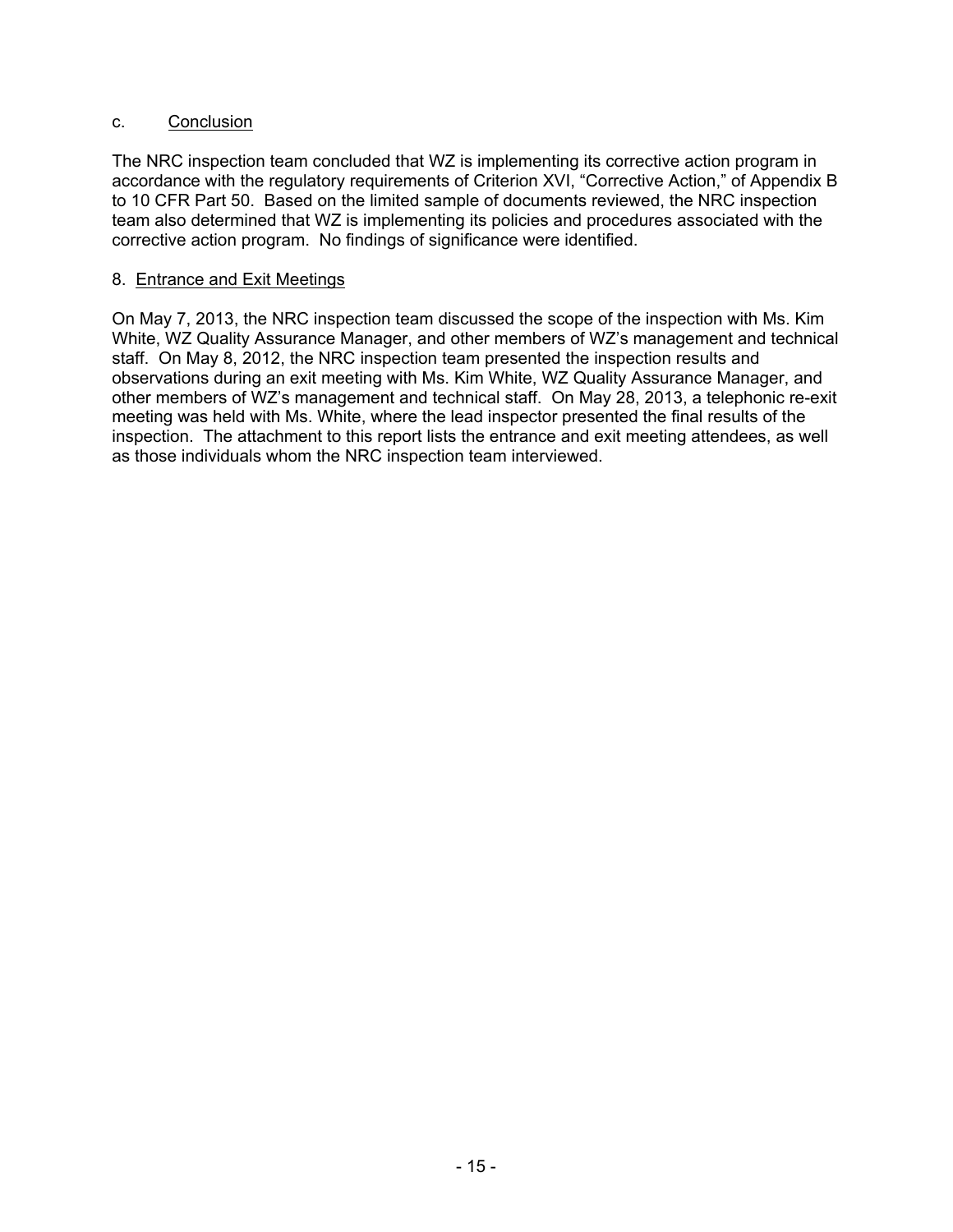c. Conclusion

The NRC inspection team concluded that WZ is implementing its corrective action program in accordance with the regulatory requirements of Criterion XVI, "Corrective Action," of Appendix B to 10 CFR Part 50. Based on the limited sample of documents reviewed, the NRC inspection team also determined that WZ is implementing its policies and procedures associated with the corrective action program. No findings of significance were identified.

8. Entrance and Exit Meetings

On May 7, 2013, the NRC inspection team discussed the scope of the inspection with Ms. Kim White, WZ Quality Assurance Manager, and other members of WZ's management and technical staff. On May 8, 2012, the NRC inspection team presented the inspection results and observations during an exit meeting with Ms. Kim White, WZ Quality Assurance Manager, and other members of WZ's management and technical staff. On May 28, 2013, a telephonic re-exit meeting was held with Ms. White, where the lead inspector presented the final results of the inspection. The attachment to this report lists the entrance and exit meeting attendees, as well as those individuals whom the NRC inspection team interviewed.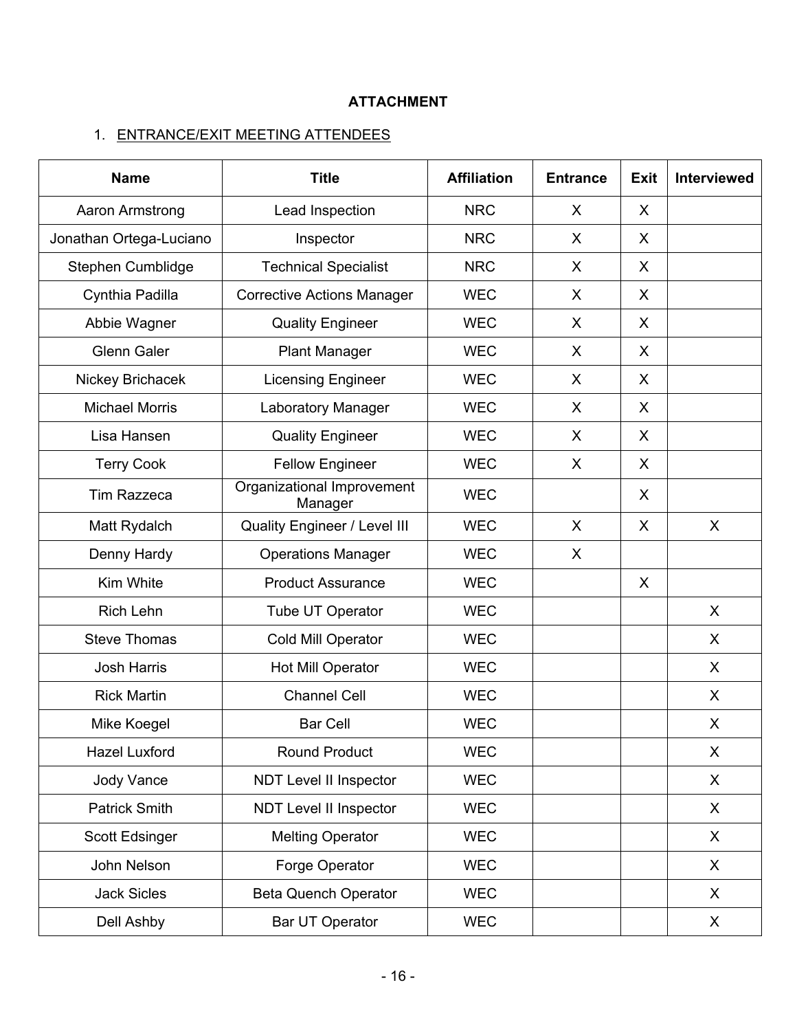**ATTACHMENT**

1. ENTRANCE/EXIT MEETING ATTENDEES

| Name | Title | Affiliation | Entrance | Exit | Interviewed |
|---|---|---|---|---|---|
| Aaron Armstrong | Lead Inspection | NRC | X | X | |
| Jonathan Ortega-Luciano | Inspector | NRC | X | X | |
| Stephen Cumblidge | Technical Specialist | NRC | X | X | |
| Cynthia Padilla | Corrective Actions Manager | WEC | X | X | |
| Abbie Wagner | Quality Engineer | WEC | X | X | |
| Glenn Galer | Plant Manager | WEC | X | X | |
| Nickey Brichacek | Licensing Engineer | WEC | X | X | |
| Michael Morris | Laboratory Manager | WEC | X | X | |
| Lisa Hansen | Quality Engineer | WEC | X | X | |
| Terry Cook | Fellow Engineer | WEC | X | X | |
| Tim Razzeca | Organizational Improvement Manager | WEC | | X | |
| Matt Rydalch | Quality Engineer / Level III | WEC | X | X | X |
| Denny Hardy | Operations Manager | WEC | X | | |
| Kim White | Product Assurance | WEC | | X | |
| Rich Lehn | Tube UT Operator | WEC | | | X |
| Steve Thomas | Cold Mill Operator | WEC | | | X |
| Josh Harris | Hot Mill Operator | WEC | | | X |
| Rick Martin | Channel Cell | WEC | | | X |
| Mike Koegel | Bar Cell | WEC | | | X |
| Hazel Luxford | Round Product | WEC | | | X |
| Jody Vance | NDT Level II Inspector | WEC | | | X |
| Patrick Smith | NDT Level II Inspector | WEC | | | X |
| Scott Edsinger | Melting Operator | WEC | | | X |
| John Nelson | Forge Operator | WEC | | | X |
| Jack Sicles | Beta Quench Operator | WEC | | | X |
| Dell Ashby | Bar UT Operator | WEC | | | X |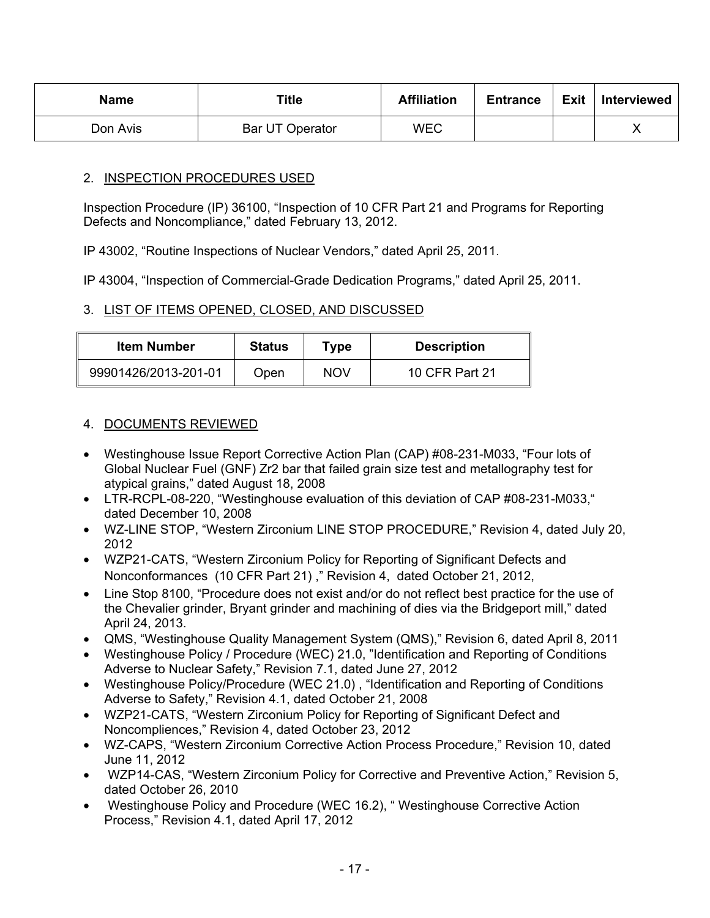| Name | Title | Affiliation | Entrance | Exit | Interviewed |
|---|---|---|---|---|---|
| Don Avis | Bar UT Operator | WEC | | | X |

## 2. INSPECTION PROCEDURES USED

Inspection Procedure (IP) 36100, "Inspection of 10 CFR Part 21 and Programs for Reporting Defects and Noncompliance," dated February 13, 2012.

IP 43002, "Routine Inspections of Nuclear Vendors," dated April 25, 2011.

IP 43004, "Inspection of Commercial-Grade Dedication Programs," dated April 25, 2011.

## 3. LIST OF ITEMS OPENED, CLOSED, AND DISCUSSED

| Item Number | Status | Type | Description |
|---|---|---|---|
| 99901426/2013-201-01 | Open | NOV | 10 CFR Part 21 |

## 4. DOCUMENTS REVIEWED

- Westinghouse Issue Report Corrective Action Plan (CAP) #08-231-M033, "Four lots of Global Nuclear Fuel (GNF) Zr2 bar that failed grain size test and metallography test for atypical grains," dated August 18, 2008
- LTR-RCPL-08-220, "Westinghouse evaluation of this deviation of CAP #08-231-M033," dated December 10, 2008
- WZ-LINE STOP, "Western Zirconium LINE STOP PROCEDURE," Revision 4, dated July 20, 2012
- WZP21-CATS, "Western Zirconium Policy for Reporting of Significant Defects and Nonconformances (10 CFR Part 21) ," Revision 4, dated October 21, 2012,
- Line Stop 8100, "Procedure does not exist and/or do not reflect best practice for the use of the Chevalier grinder, Bryant grinder and machining of dies via the Bridgeport mill," dated April 24, 2013.
- QMS, "Westinghouse Quality Management System (QMS)," Revision 6, dated April 8, 2011
- Westinghouse Policy / Procedure (WEC) 21.0, "Identification and Reporting of Conditions Adverse to Nuclear Safety," Revision 7.1, dated June 27, 2012
- Westinghouse Policy/Procedure (WEC 21.0) , "Identification and Reporting of Conditions Adverse to Safety," Revision 4.1, dated October 21, 2008
- WZP21-CATS, "Western Zirconium Policy for Reporting of Significant Defect and Noncompliences," Revision 4, dated October 23, 2012
- WZ-CAPS, "Western Zirconium Corrective Action Process Procedure," Revision 10, dated June 11, 2012
- WZP14-CAS, "Western Zirconium Policy for Corrective and Preventive Action," Revision 5, dated October 26, 2010
- Westinghouse Policy and Procedure (WEC 16.2), " Westinghouse Corrective Action Process," Revision 4.1, dated April 17, 2012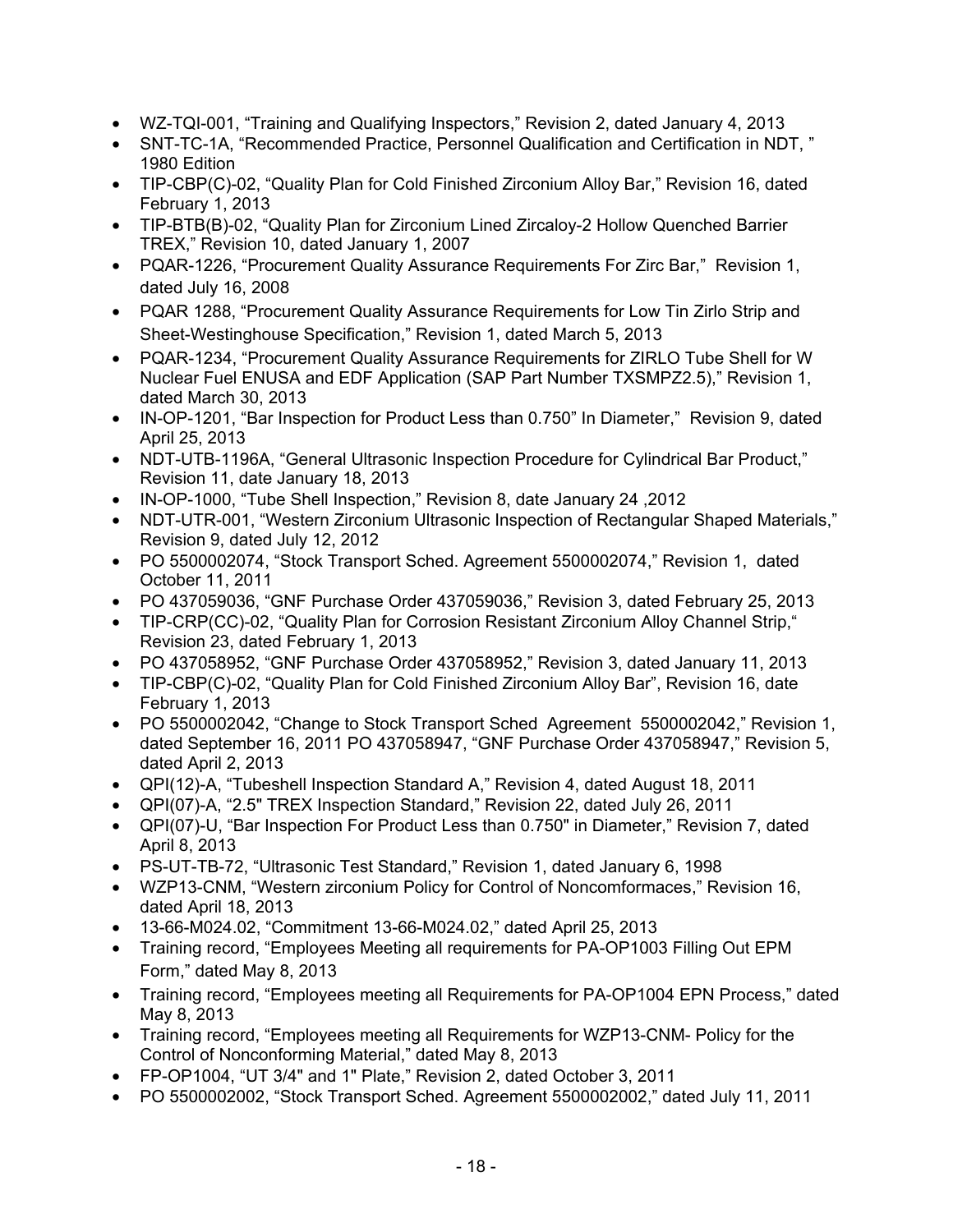- WZ-TQI-001, "Training and Qualifying Inspectors," Revision 2, dated January 4, 2013
- SNT-TC-1A, "Recommended Practice, Personnel Qualification and Certification in NDT, " 1980 Edition
- TIP-CBP(C)-02, "Quality Plan for Cold Finished Zirconium Alloy Bar," Revision 16, dated February 1, 2013
- TIP-BTB(B)-02, "Quality Plan for Zirconium Lined Zircaloy-2 Hollow Quenched Barrier TREX," Revision 10, dated January 1, 2007
- PQAR-1226, "Procurement Quality Assurance Requirements For Zirc Bar," Revision 1, dated July 16, 2008
- PQAR 1288, "Procurement Quality Assurance Requirements for Low Tin Zirlo Strip and Sheet-Westinghouse Specification," Revision 1, dated March 5, 2013
- PQAR-1234, "Procurement Quality Assurance Requirements for ZIRLO Tube Shell for W Nuclear Fuel ENUSA and EDF Application (SAP Part Number TXSMPZ2.5)," Revision 1, dated March 30, 2013
- IN-OP-1201, "Bar Inspection for Product Less than 0.750" In Diameter," Revision 9, dated April 25, 2013
- NDT-UTB-1196A, "General Ultrasonic Inspection Procedure for Cylindrical Bar Product," Revision 11, date January 18, 2013
- IN-OP-1000, "Tube Shell Inspection," Revision 8, date January 24 ,2012
- NDT-UTR-001, "Western Zirconium Ultrasonic Inspection of Rectangular Shaped Materials," Revision 9, dated July 12, 2012
- PO 5500002074, "Stock Transport Sched. Agreement 5500002074," Revision 1, dated October 11, 2011
- PO 437059036, "GNF Purchase Order 437059036," Revision 3, dated February 25, 2013
- TIP-CRP(CC)-02, "Quality Plan for Corrosion Resistant Zirconium Alloy Channel Strip," Revision 23, dated February 1, 2013
- PO 437058952, "GNF Purchase Order 437058952," Revision 3, dated January 11, 2013
- TIP-CBP(C)-02, "Quality Plan for Cold Finished Zirconium Alloy Bar", Revision 16, date February 1, 2013
- PO 5500002042, "Change to Stock Transport Sched Agreement 5500002042," Revision 1, dated September 16, 2011 PO 437058947, "GNF Purchase Order 437058947," Revision 5, dated April 2, 2013
- QPI(12)-A, "Tubeshell Inspection Standard A," Revision 4, dated August 18, 2011
- QPI(07)-A, "2.5" TREX Inspection Standard," Revision 22, dated July 26, 2011
- QPI(07)-U, "Bar Inspection For Product Less than 0.750" in Diameter," Revision 7, dated April 8, 2013
- PS-UT-TB-72, "Ultrasonic Test Standard," Revision 1, dated January 6, 1998
- WZP13-CNM, "Western zirconium Policy for Control of Noncomformaces," Revision 16, dated April 18, 2013
- 13-66-M024.02, "Commitment 13-66-M024.02," dated April 25, 2013
- Training record, "Employees Meeting all requirements for PA-OP1003 Filling Out EPM Form," dated May 8, 2013
- Training record, "Employees meeting all Requirements for PA-OP1004 EPN Process," dated May 8, 2013
- Training record, "Employees meeting all Requirements for WZP13-CNM- Policy for the Control of Nonconforming Material," dated May 8, 2013
- FP-OP1004, "UT 3/4" and 1" Plate," Revision 2, dated October 3, 2011
- PO 5500002002, "Stock Transport Sched. Agreement 5500002002," dated July 11, 2011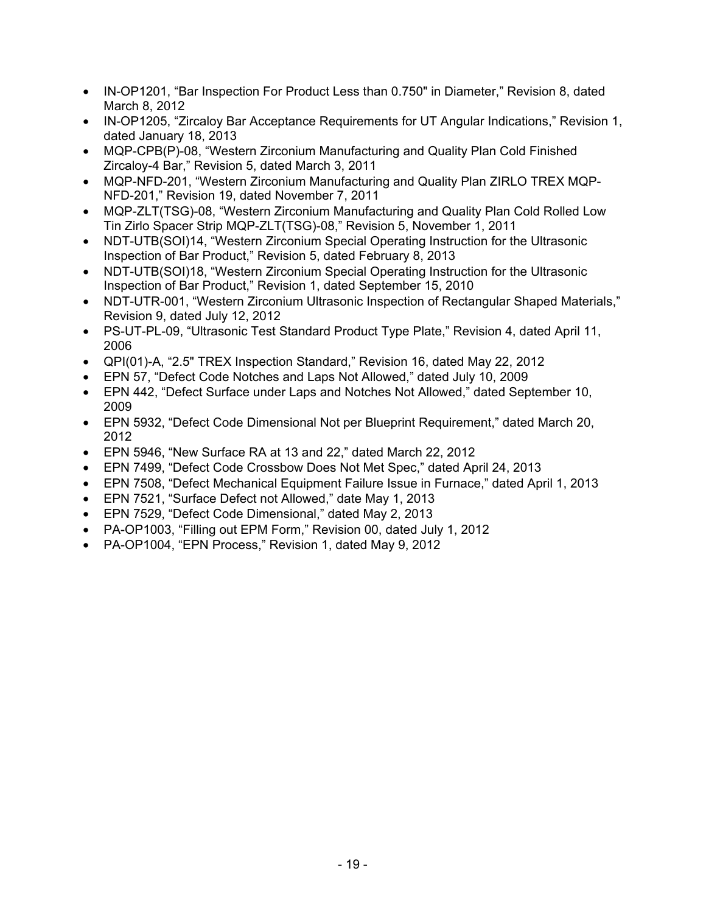- IN-OP1201, "Bar Inspection For Product Less than 0.750" in Diameter," Revision 8, dated March 8, 2012
- IN-OP1205, "Zircaloy Bar Acceptance Requirements for UT Angular Indications," Revision 1, dated January 18, 2013
- MQP-CPB(P)-08, "Western Zirconium Manufacturing and Quality Plan Cold Finished Zircaloy-4 Bar," Revision 5, dated March 3, 2011
- MQP-NFD-201, "Western Zirconium Manufacturing and Quality Plan ZIRLO TREX MQP-NFD-201," Revision 19, dated November 7, 2011
- MQP-ZLT(TSG)-08, "Western Zirconium Manufacturing and Quality Plan Cold Rolled Low Tin Zirlo Spacer Strip MQP-ZLT(TSG)-08," Revision 5, November 1, 2011
- NDT-UTB(SOI)14, "Western Zirconium Special Operating Instruction for the Ultrasonic Inspection of Bar Product," Revision 5, dated February 8, 2013
- NDT-UTB(SOI)18, "Western Zirconium Special Operating Instruction for the Ultrasonic Inspection of Bar Product," Revision 1, dated September 15, 2010
- NDT-UTR-001, "Western Zirconium Ultrasonic Inspection of Rectangular Shaped Materials," Revision 9, dated July 12, 2012
- PS-UT-PL-09, "Ultrasonic Test Standard Product Type Plate," Revision 4, dated April 11, 2006
- QPI(01)-A, "2.5" TREX Inspection Standard," Revision 16, dated May 22, 2012
- EPN 57, "Defect Code Notches and Laps Not Allowed," dated July 10, 2009
- EPN 442, "Defect Surface under Laps and Notches Not Allowed," dated September 10, 2009
- EPN 5932, "Defect Code Dimensional Not per Blueprint Requirement," dated March 20, 2012
- EPN 5946, "New Surface RA at 13 and 22," dated March 22, 2012
- EPN 7499, "Defect Code Crossbow Does Not Met Spec," dated April 24, 2013
- EPN 7508, "Defect Mechanical Equipment Failure Issue in Furnace," dated April 1, 2013
- EPN 7521, "Surface Defect not Allowed," date May 1, 2013
- EPN 7529, "Defect Code Dimensional," dated May 2, 2013
- PA-OP1003, "Filling out EPM Form," Revision 00, dated July 1, 2012
- PA-OP1004, "EPN Process," Revision 1, dated May 9, 2012